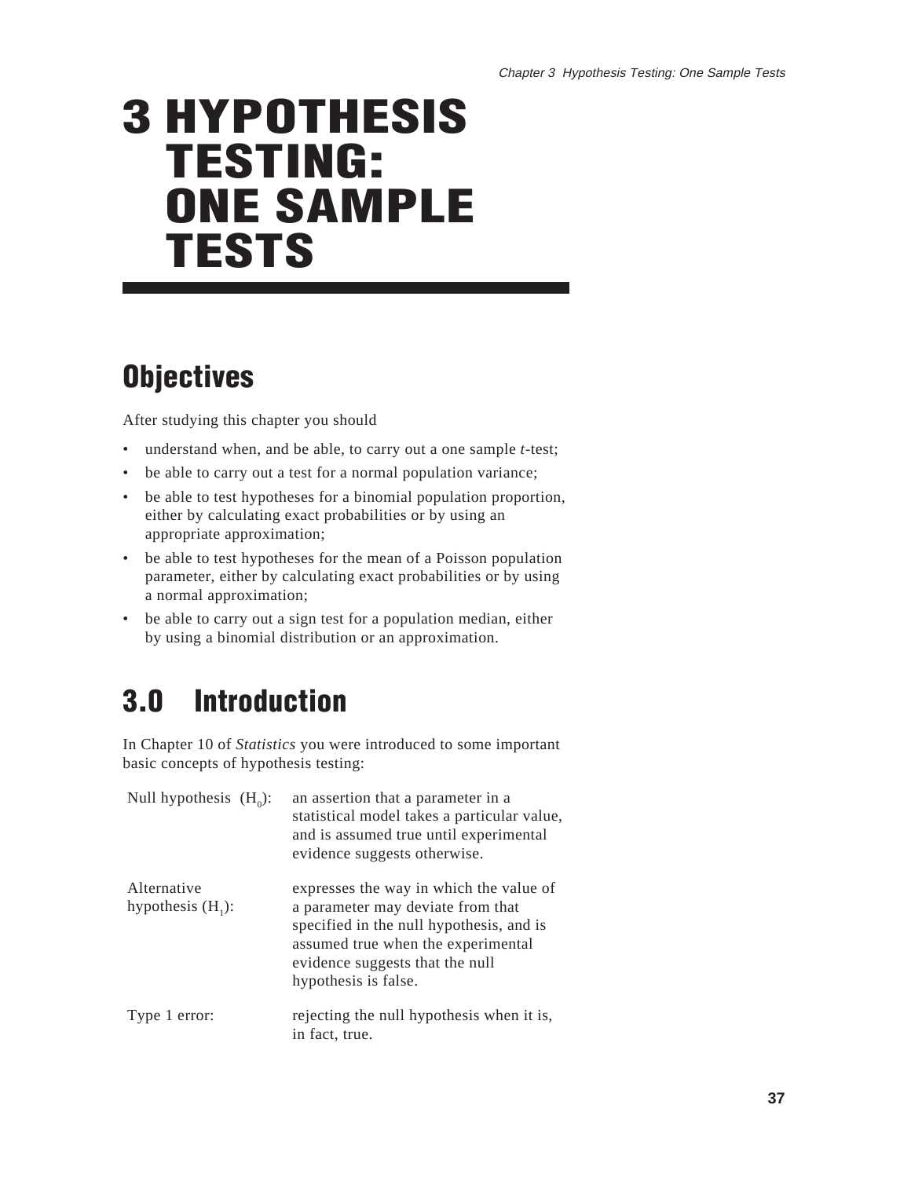# 3 HYPOTHESIS TESTING: ONE SAMPLE TESTS

## Objectives

After studying this chapter you should

- understand when, and be able, to carry out a one sample *t*-test;
- be able to carry out a test for a normal population variance;
- be able to test hypotheses for a binomial population proportion, either by calculating exact probabilities or by using an appropriate approximation;
- be able to test hypotheses for the mean of a Poisson population parameter, either by calculating exact probabilities or by using a normal approximation;
- be able to carry out a sign test for a population median, either by using a binomial distribution or an approximation.

## 3.0 Introduction

In Chapter 10 of *Statistics* you were introduced to some important basic concepts of hypothesis testing:

| | |
|---|---|
| Null hypothesis ($H_0$): | an assertion that a parameter in a statistical model takes a particular value, and is assumed true until experimental evidence suggests otherwise. |
| Alternative hypothesis ($H_1$): | expresses the way in which the value of a parameter may deviate from that specified in the null hypothesis, and is assumed true when the experimental evidence suggests that the null hypothesis is false. |
| Type 1 error: | rejecting the null hypothesis when it is, in fact, true. |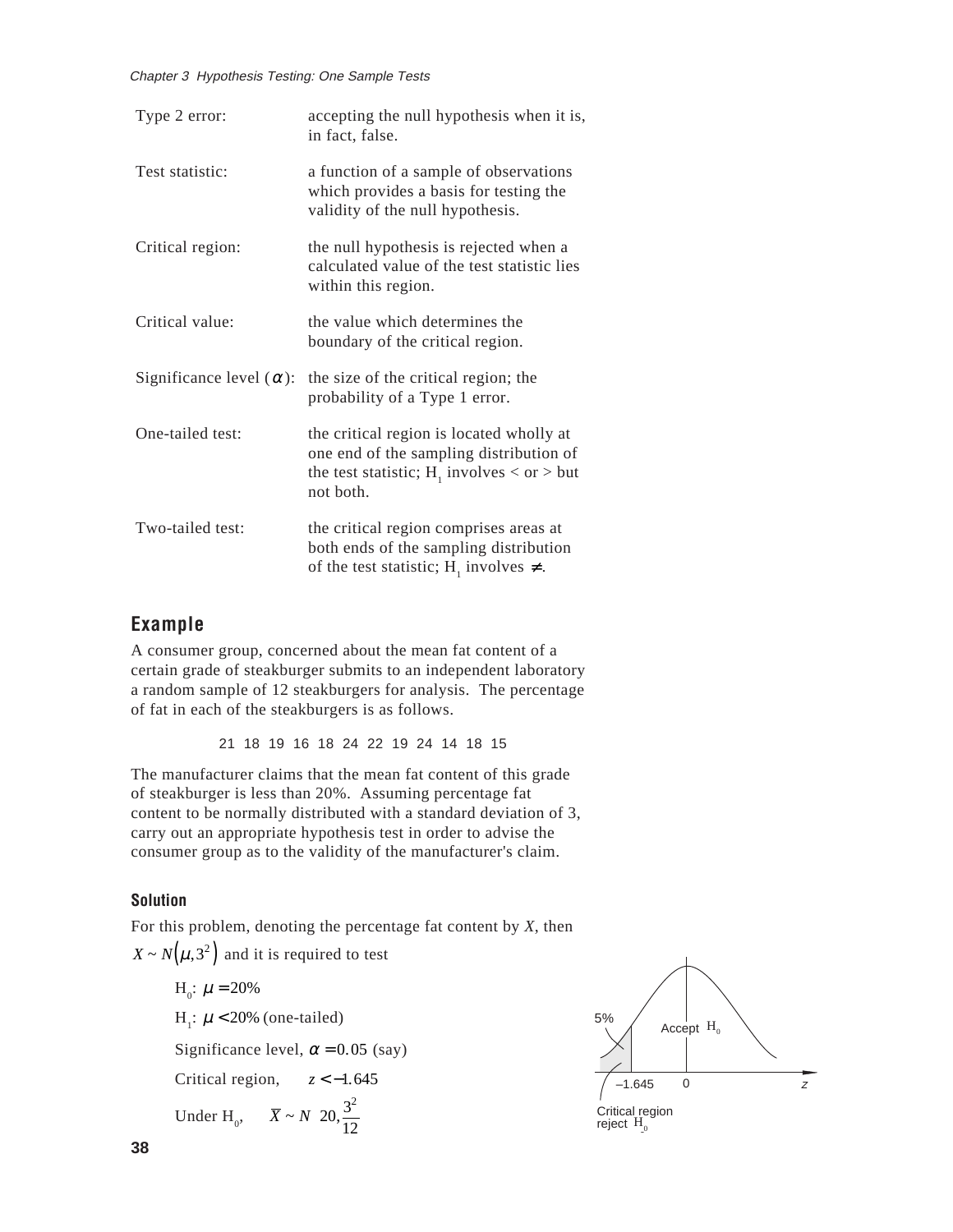| | |
|---|---|
| Type 2 error: | accepting the null hypothesis when it is, in fact, false. |
| Test statistic: | a function of a sample of observations which provides a basis for testing the validity of the null hypothesis. |
| Critical region: | the null hypothesis is rejected when a calculated value of the test statistic lies within this region. |
| Critical value: | the value which determines the boundary of the critical region. |
| Significance level ($\alpha$): | the size of the critical region; the probability of a Type 1 error. |
| One-tailed test: | the critical region is located wholly at one end of the sampling distribution of the test statistic; $H_1$ involves < or > but not both. |
| Two-tailed test: | the critical region comprises areas at both ends of the sampling distribution of the test statistic; $H_1$ involves $\neq$. |

## Example

A consumer group, concerned about the mean fat content of a certain grade of steakburger submits to an independent laboratory a random sample of 12 steakburgers for analysis. The percentage of fat in each of the steakburgers is as follows.

21 18 19 16 18 24 22 19 24 14 18 15

The manufacturer claims that the mean fat content of this grade of steakburger is less than 20%. Assuming percentage fat content to be normally distributed with a standard deviation of 3, carry out an appropriate hypothesis test in order to advise the consumer group as to the validity of the manufacturer's claim.

### Solution

For this problem, denoting the percentage fat content by $X$, then $X \sim N(\mu, 3^2)$ and it is required to test

$H_0$: $\mu = 20\%$

$H_1$: $\mu < 20\%$ (one-tailed)

Significance level, $\alpha = 0.05$ (say)

Critical region, $z < -1.645$

Under $H_0$, $\bar{X} \sim N\left(20, \frac{3^2}{12}\right)$

5% | Accept $H_0$ | $-1.645$ | 0 | $z$

Critical region reject $H_0$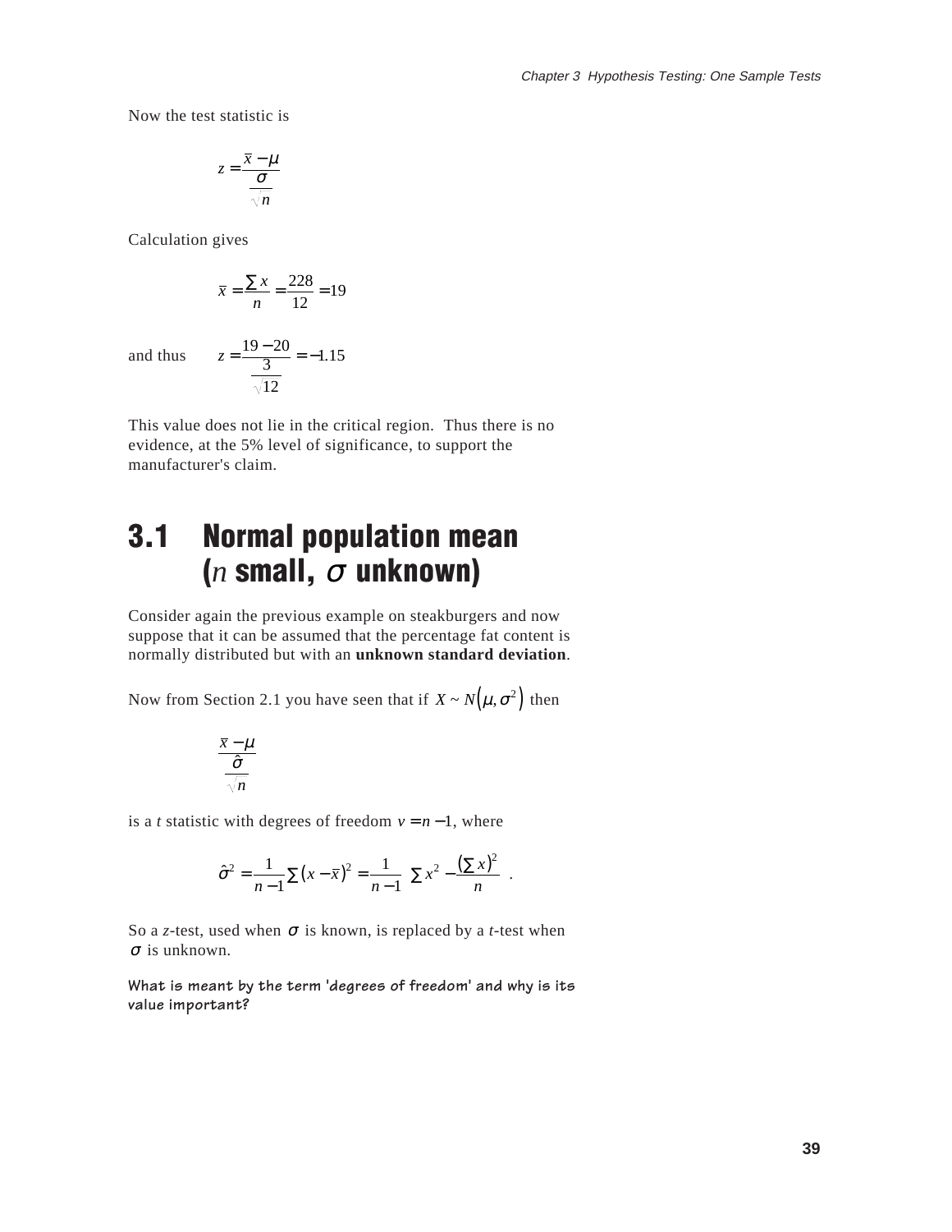Now the test statistic is

$$z = \frac{\bar{x} - \mu}{\frac{\sigma}{\sqrt{n}}}$$

Calculation gives

$$\bar{x} = \frac{\sum x}{n} = \frac{228}{12} = 19$$

and thus $$z = \frac{19 - 20}{\frac{3}{\sqrt{12}}} = -1.15$$

This value does not lie in the critical region. Thus there is no evidence, at the 5% level of significance, to support the manufacturer's claim.

## 3.1 Normal population mean ($n$ small, $\sigma$ unknown)

Consider again the previous example on steakburgers and now suppose that it can be assumed that the percentage fat content is normally distributed but with an **unknown standard deviation**.

Now from Section 2.1 you have seen that if $X \sim N\left(\mu, \sigma^2\right)$ then

$$\frac{\bar{x} - \mu}{\frac{\hat{\sigma}}{\sqrt{n}}}$$

is a $t$ statistic with degrees of freedom $v = n - 1$, where

$$\hat{\sigma}^2 = \frac{1}{n-1} \sum \left(x - \bar{x}\right)^2 = \frac{1}{n-1} \left( \sum x^2 - \frac{\left(\sum x\right)^2}{n} \right).$$

So a $z$-test, used when $\sigma$ is known, is replaced by a $t$-test when $\sigma$ is unknown.

**What is meant by the term 'degrees of freedom' and why is its value important?**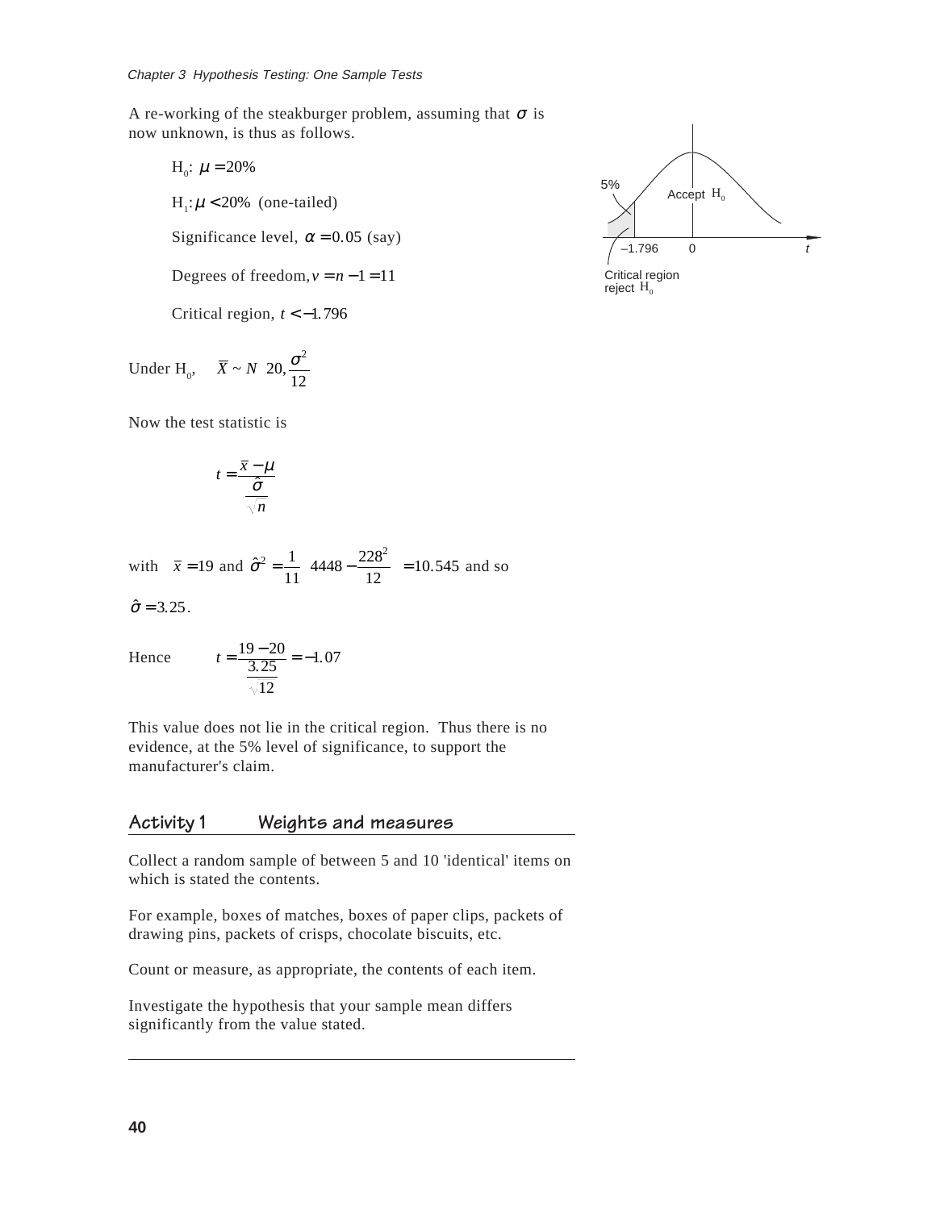A re-working of the steakburger problem, assuming that $\sigma$ is now unknown, is thus as follows.

$H_0$: $\mu = 20\%$

$H_1$: $\mu < 20\%$ (one-tailed)

Significance level, $\alpha = 0.05$ (say)

Degrees of freedom, $v = n - 1 = 11$

Critical region, $t < -1.796$

5%

Accept $H_0$

$-1.796$ 0 $t$

Critical region reject $H_0$

Under $H_0$, $\quad \overline{X} \sim N\left(20, \dfrac{\sigma^2}{12}\right)$

Now the test statistic is

$$t = \frac{\overline{x} - \mu}{\dfrac{\hat{\sigma}}{\sqrt{n}}}$$

with $\overline{x} = 19$ and $\hat{\sigma}^2 = \dfrac{1}{11}\left(4448 - \dfrac{228^2}{12}\right) = 10.545$ and so

$\hat{\sigma} = 3.25$.

Hence $\quad t = \dfrac{19 - 20}{\dfrac{3.25}{\sqrt{12}}} = -1.07$

This value does not lie in the critical region. Thus there is no evidence, at the 5% level of significance, to support the manufacturer's claim.

## Activity 1 Weights and measures

Collect a random sample of between 5 and 10 'identical' items on which is stated the contents.

For example, boxes of matches, boxes of paper clips, packets of drawing pins, packets of crisps, chocolate biscuits, etc.

Count or measure, as appropriate, the contents of each item.

Investigate the hypothesis that your sample mean differs significantly from the value stated.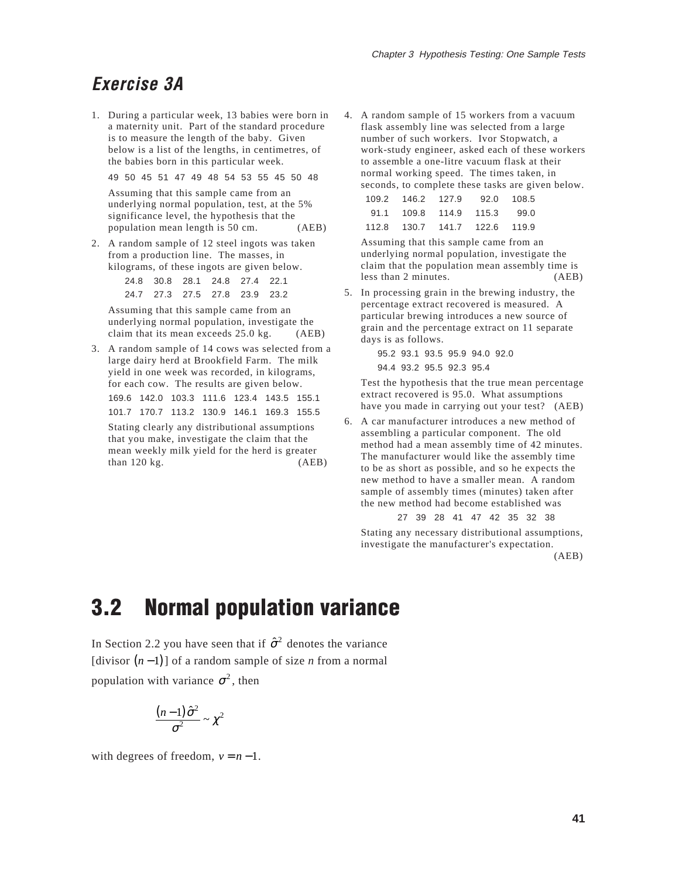## Exercise 3A

1. During a particular week, 13 babies were born in a maternity unit. Part of the standard procedure is to measure the length of the baby. Given below is a list of the lengths, in centimetres, of the babies born in this particular week.

   49 50 45 51 47 49 48 54 53 55 45 50 48

   Assuming that this sample came from an underlying normal population, test, at the 5% significance level, the hypothesis that the population mean length is 50 cm. (AEB)

2. A random sample of 12 steel ingots was taken from a production line. The masses, in kilograms, of these ingots are given below.

   | | | | | | |
   |---|---|---|---|---|---|
   | 24.8 | 30.8 | 28.1 | 24.8 | 27.4 | 22.1 |
   | 24.7 | 27.3 | 27.5 | 27.8 | 23.9 | 23.2 |

   Assuming that this sample came from an underlying normal population, investigate the claim that its mean exceeds 25.0 kg. (AEB)

3. A random sample of 14 cows was selected from a large dairy herd at Brookfield Farm. The milk yield in one week was recorded, in kilograms, for each cow. The results are given below.

   | | | | | | | |
   |---|---|---|---|---|---|---|
   | 169.6 | 142.0 | 103.3 | 111.6 | 123.4 | 143.5 | 155.1 |
   | 101.7 | 170.7 | 113.2 | 130.9 | 146.1 | 169.3 | 155.5 |

   Stating clearly any distributional assumptions that you make, investigate the claim that the mean weekly milk yield for the herd is greater than 120 kg. (AEB)

4. A random sample of 15 workers from a vacuum flask assembly line was selected from a large number of such workers. Ivor Stopwatch, a work-study engineer, asked each of these workers to assemble a one-litre vacuum flask at their normal working speed. The times taken, in seconds, to complete these tasks are given below.

   | | | | | |
   |---|---|---|---|---|
   | 109.2 | 146.2 | 127.9 | 92.0 | 108.5 |
   | 91.1 | 109.8 | 114.9 | 115.3 | 99.0 |
   | 112.8 | 130.7 | 141.7 | 122.6 | 119.9 |

   Assuming that this sample came from an underlying normal population, investigate the claim that the population mean assembly time is less than 2 minutes. (AEB)

5. In processing grain in the brewing industry, the percentage extract recovered is measured. A particular brewing introduces a new source of grain and the percentage extract on 11 separate days is as follows.

   95.2 93.1 93.5 95.9 94.0 92.0
   94.4 93.2 95.5 92.3 95.4

   Test the hypothesis that the true mean percentage extract recovered is 95.0. What assumptions have you made in carrying out your test? (AEB)

6. A car manufacturer introduces a new method of assembling a particular component. The old method had a mean assembly time of 42 minutes. The manufacturer would like the assembly time to be as short as possible, and so he expects the new method to have a smaller mean. A random sample of assembly times (minutes) taken after the new method had become established was

   27 39 28 41 47 42 35 32 38

   Stating any necessary distributional assumptions, investigate the manufacturer's expectation. (AEB)

# 3.2 Normal population variance

In Section 2.2 you have seen that if $\hat{\sigma}^2$ denotes the variance [divisor $(n-1)$] of a random sample of size $n$ from a normal population with variance $\sigma^2$, then

$$\frac{(n-1)\hat{\sigma}^2}{\sigma^2} \sim \chi^2$$

with degrees of freedom, $v = n - 1$.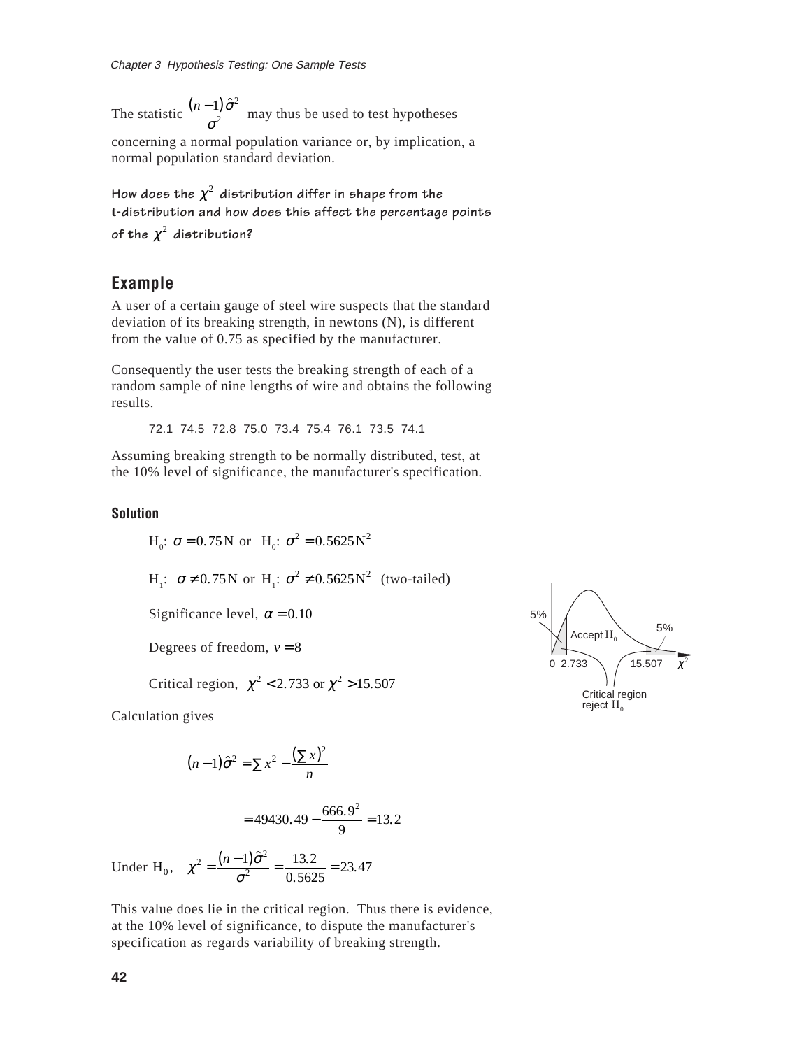The statistic $\dfrac{(n-1)\hat{\sigma}^2}{\sigma^2}$ may thus be used to test hypotheses concerning a normal population variance or, by implication, a normal population standard deviation.

**How does the $\chi^2$ distribution differ in shape from the t-distribution and how does this affect the percentage points of the $\chi^2$ distribution?**

## Example

A user of a certain gauge of steel wire suspects that the standard deviation of its breaking strength, in newtons (N), is different from the value of 0.75 as specified by the manufacturer.

Consequently the user tests the breaking strength of each of a random sample of nine lengths of wire and obtains the following results.

72.1  74.5  72.8  75.0  73.4  75.4  76.1  73.5  74.1

Assuming breaking strength to be normally distributed, test, at the 10% level of significance, the manufacturer's specification.

### Solution

$H_0$: $\sigma = 0.75\,\text{N}$ or $H_0$: $\sigma^2 = 0.5625\,\text{N}^2$

$H_1$: $\sigma \neq 0.75\,\text{N}$ or $H_1$: $\sigma^2 \neq 0.5625\,\text{N}^2$ (two-tailed)

Significance level, $\alpha = 0.10$

Degrees of freedom, $v = 8$

Critical region, $\chi^2 < 2.733$ or $\chi^2 > 15.507$

5% | Accept $H_0$ | 5%

0 2.733 | 15.507 | $\chi^2$

Critical region reject $H_0$

Calculation gives

$$(n-1)\hat{\sigma}^2 = \sum x^2 - \frac{\left(\sum x\right)^2}{n}$$

$$= 49430.49 - \frac{666.9^2}{9} = 13.2$$

Under $H_0$, $\quad \chi^2 = \dfrac{(n-1)\hat{\sigma}^2}{\sigma^2} = \dfrac{13.2}{0.5625} = 23.47$

This value does lie in the critical region. Thus there is evidence, at the 10% level of significance, to dispute the manufacturer's specification as regards variability of breaking strength.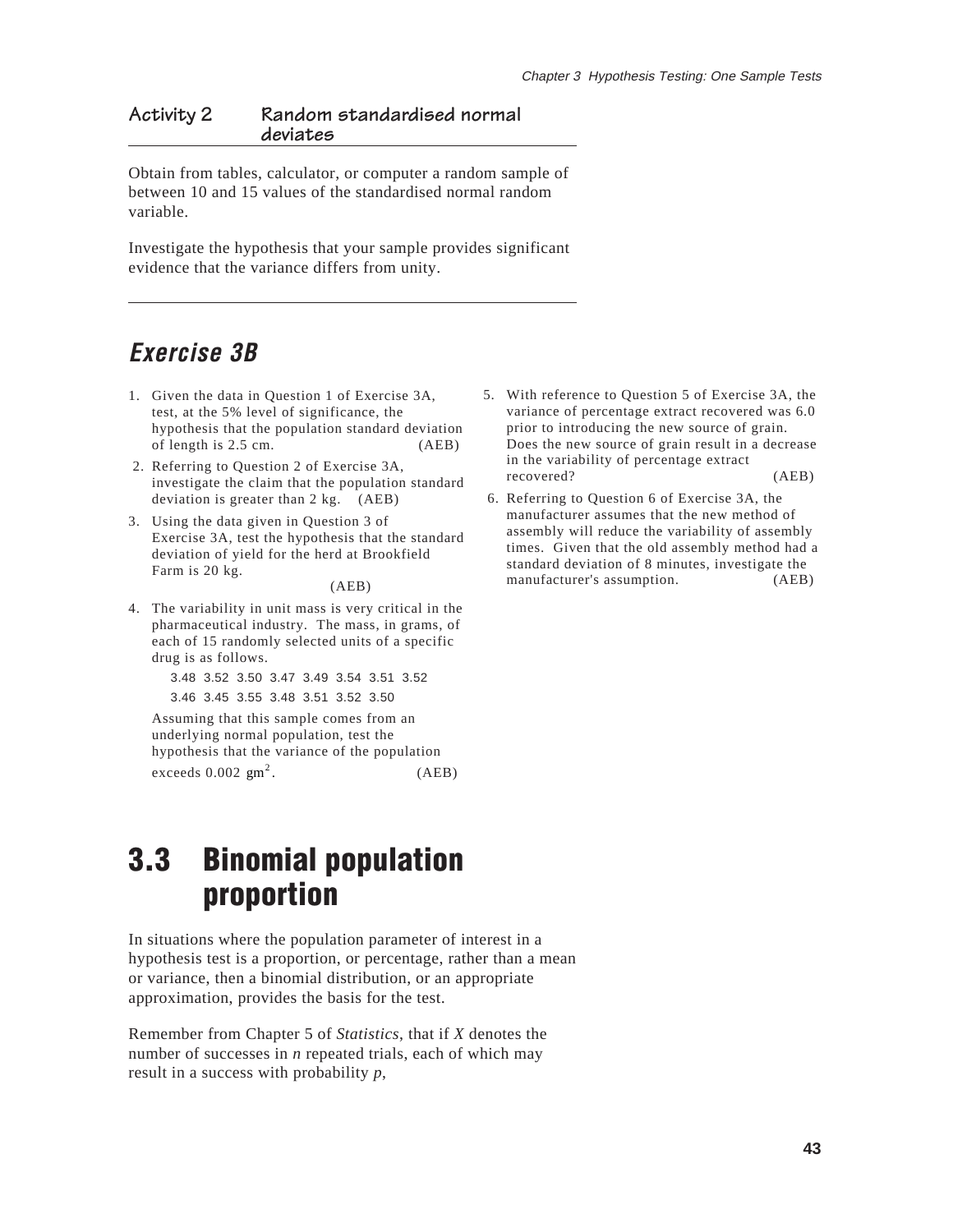### Activity 2 Random standardised normal deviates

Obtain from tables, calculator, or computer a random sample of between 10 and 15 values of the standardised normal random variable.

Investigate the hypothesis that your sample provides significant evidence that the variance differs from unity.

## Exercise 3B

1. Given the data in Question 1 of Exercise 3A, test, at the 5% level of significance, the hypothesis that the population standard deviation of length is 2.5 cm. (AEB)

2. Referring to Question 2 of Exercise 3A, investigate the claim that the population standard deviation is greater than 2 kg. (AEB)

3. Using the data given in Question 3 of Exercise 3A, test the hypothesis that the standard deviation of yield for the herd at Brookfield Farm is 20 kg. (AEB)

4. The variability in unit mass is very critical in the pharmaceutical industry. The mass, in grams, of each of 15 randomly selected units of a specific drug is as follows.

   3.48 3.52 3.50 3.47 3.49 3.54 3.51 3.52

   3.46 3.45 3.55 3.48 3.51 3.52 3.50

   Assuming that this sample comes from an underlying normal population, test the hypothesis that the variance of the population exceeds 0.002 $\text{gm}^2$. (AEB)

5. With reference to Question 5 of Exercise 3A, the variance of percentage extract recovered was 6.0 prior to introducing the new source of grain. Does the new source of grain result in a decrease in the variability of percentage extract recovered? (AEB)

6. Referring to Question 6 of Exercise 3A, the manufacturer assumes that the new method of assembly will reduce the variability of assembly times. Given that the old assembly method had a standard deviation of 8 minutes, investigate the manufacturer's assumption. (AEB)

# 3.3 Binomial population proportion

In situations where the population parameter of interest in a hypothesis test is a proportion, or percentage, rather than a mean or variance, then a binomial distribution, or an appropriate approximation, provides the basis for the test.

Remember from Chapter 5 of *Statistics*, that if $X$ denotes the number of successes in $n$ repeated trials, each of which may result in a success with probability $p$,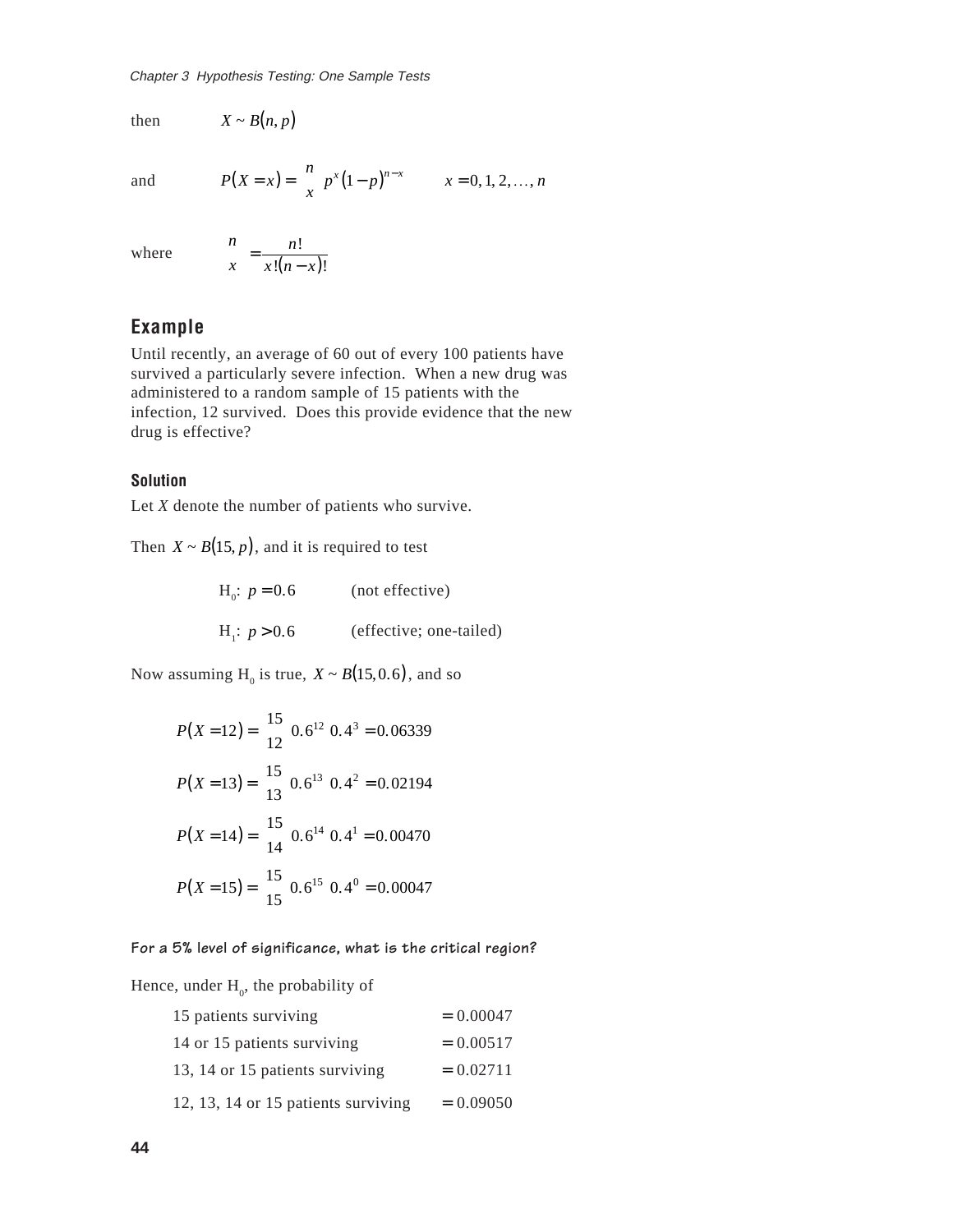then $X \sim B(n, p)$

and $$P(X = x) = \binom{n}{x} p^x (1-p)^{n-x} \qquad x = 0, 1, 2, \ldots, n$$

where $$\binom{n}{x} = \frac{n!}{x!(n-x)!}$$

## Example

Until recently, an average of 60 out of every 100 patients have survived a particularly severe infection. When a new drug was administered to a random sample of 15 patients with the infection, 12 survived. Does this provide evidence that the new drug is effective?

### Solution

Let $X$ denote the number of patients who survive.

Then $X \sim B(15, p)$, and it is required to test

$H_0$: $p = 0.6$ (not effective)

$H_1$: $p > 0.6$ (effective; one-tailed)

Now assuming $H_0$ is true, $X \sim B(15, 0.6)$, and so

$$P(X = 12) = \binom{15}{12} 0.6^{12}\ 0.4^3 = 0.06339$$

$$P(X = 13) = \binom{15}{13} 0.6^{13}\ 0.4^2 = 0.02194$$

$$P(X = 14) = \binom{15}{14} 0.6^{14}\ 0.4^1 = 0.00470$$

$$P(X = 15) = \binom{15}{15} 0.6^{15}\ 0.4^0 = 0.00047$$

**For a 5% level of significance, what is the critical region?**

Hence, under $H_0$, the probability of

| | |
|---|---|
| 15 patients surviving | $= 0.00047$ |
| 14 or 15 patients surviving | $= 0.00517$ |
| 13, 14 or 15 patients surviving | $= 0.02711$ |
| 12, 13, 14 or 15 patients surviving | $= 0.09050$ |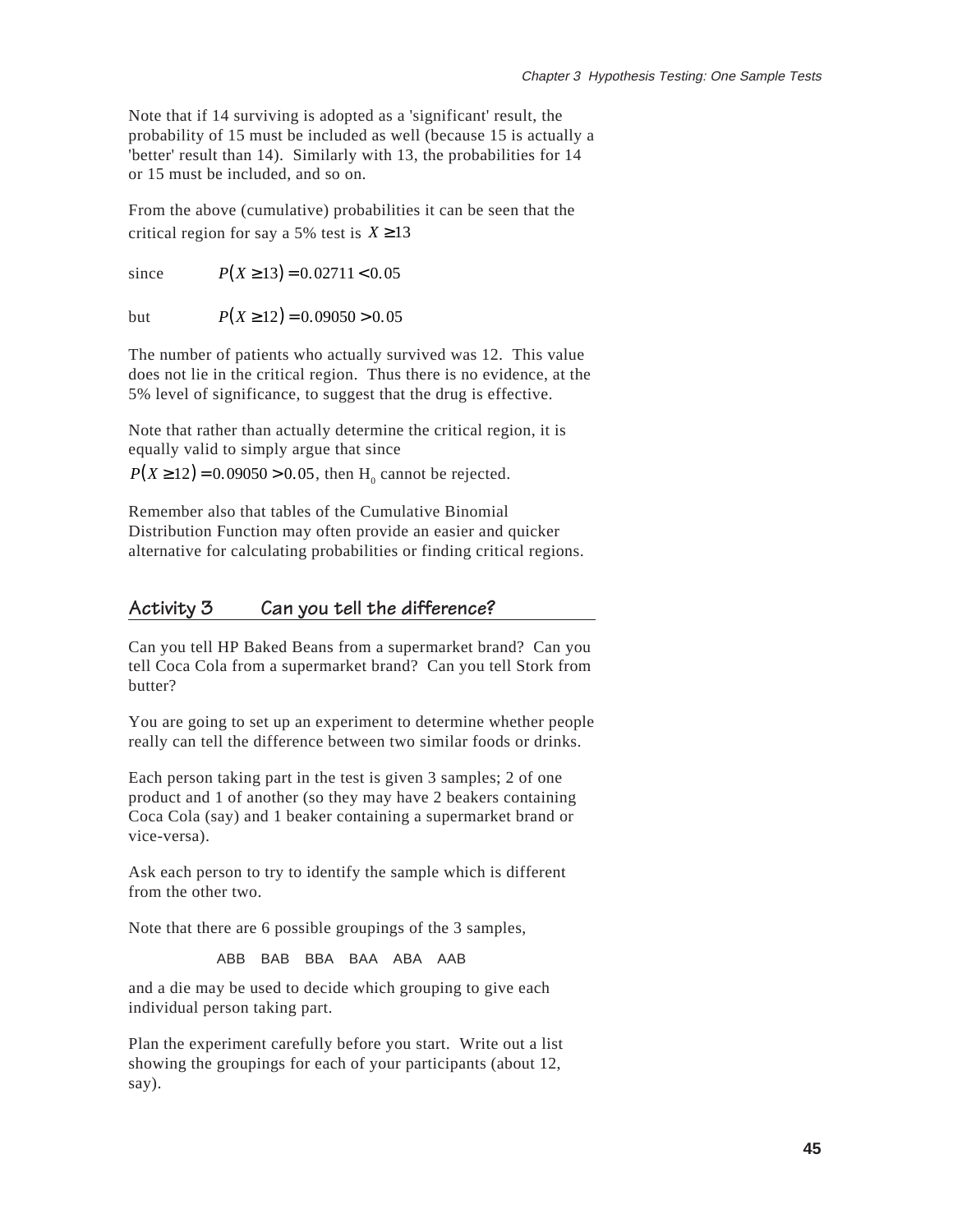Note that if 14 surviving is adopted as a 'significant' result, the probability of 15 must be included as well (because 15 is actually a 'better' result than 14). Similarly with 13, the probabilities for 14 or 15 must be included, and so on.

From the above (cumulative) probabilities it can be seen that the critical region for say a 5% test is $X \geq 13$

since $\quad P(X \geq 13) = 0.02711 < 0.05$

but $\quad P(X \geq 12) = 0.09050 > 0.05$

The number of patients who actually survived was 12. This value does not lie in the critical region. Thus there is no evidence, at the 5% level of significance, to suggest that the drug is effective.

Note that rather than actually determine the critical region, it is equally valid to simply argue that since $P(X \geq 12) = 0.09050 > 0.05$, then $H_0$ cannot be rejected.

Remember also that tables of the Cumulative Binomial Distribution Function may often provide an easier and quicker alternative for calculating probabilities or finding critical regions.

## Activity 3 Can you tell the difference?

Can you tell HP Baked Beans from a supermarket brand? Can you tell Coca Cola from a supermarket brand? Can you tell Stork from butter?

You are going to set up an experiment to determine whether people really can tell the difference between two similar foods or drinks.

Each person taking part in the test is given 3 samples; 2 of one product and 1 of another (so they may have 2 beakers containing Coca Cola (say) and 1 beaker containing a supermarket brand or vice-versa).

Ask each person to try to identify the sample which is different from the other two.

Note that there are 6 possible groupings of the 3 samples,

ABB BAB BBA BAA ABA AAB

and a die may be used to decide which grouping to give each individual person taking part.

Plan the experiment carefully before you start. Write out a list showing the groupings for each of your participants (about 12, say).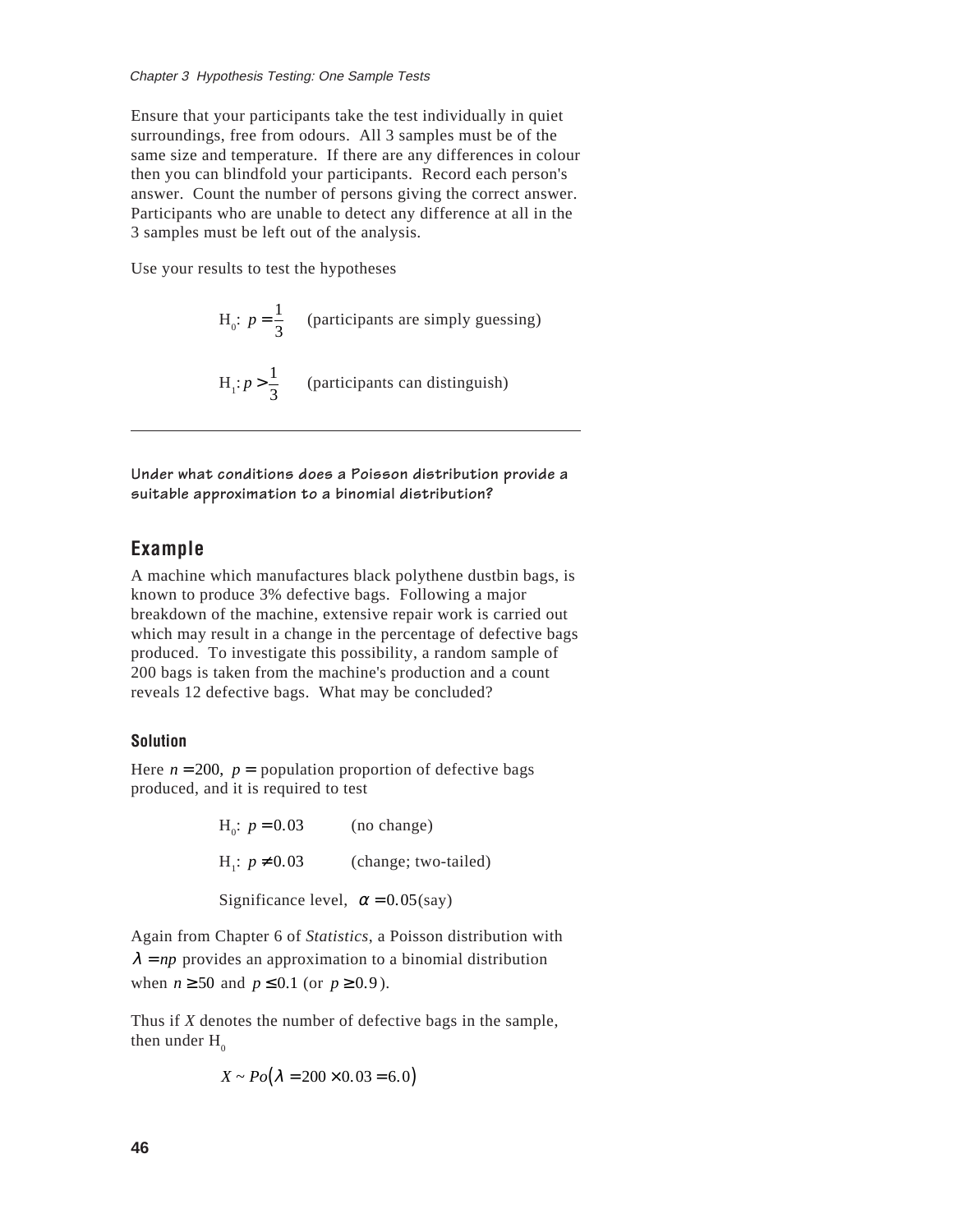Ensure that your participants take the test individually in quiet surroundings, free from odours. All 3 samples must be of the same size and temperature. If there are any differences in colour then you can blindfold your participants. Record each person's answer. Count the number of persons giving the correct answer. Participants who are unable to detect any difference at all in the 3 samples must be left out of the analysis.

Use your results to test the hypotheses

$$\text{H}_0\text{: } p = \frac{1}{3} \quad \text{(participants are simply guessing)}$$

$$\text{H}_1\text{: } p > \frac{1}{3} \quad \text{(participants can distinguish)}$$

---

**Under what conditions does a Poisson distribution provide a suitable approximation to a binomial distribution?**

## Example

A machine which manufactures black polythene dustbin bags, is known to produce 3% defective bags. Following a major breakdown of the machine, extensive repair work is carried out which may result in a change in the percentage of defective bags produced. To investigate this possibility, a random sample of 200 bags is taken from the machine's production and a count reveals 12 defective bags. What may be concluded?

### Solution

Here $n = 200$, $p =$ population proportion of defective bags produced, and it is required to test

$$\text{H}_0\text{: } p = 0.03 \quad \text{(no change)}$$

$$\text{H}_1\text{: } p \neq 0.03 \quad \text{(change; two-tailed)}$$

$$\text{Significance level, } \alpha = 0.05 \text{(say)}$$

Again from Chapter 6 of *Statistics*, a Poisson distribution with $\lambda = np$ provides an approximation to a binomial distribution when $n \geq 50$ and $p \leq 0.1$ (or $p \geq 0.9$).

Thus if $X$ denotes the number of defective bags in the sample, then under $\text{H}_0$

$$X \sim Po(\lambda = 200 \times 0.03 = 6.0)$$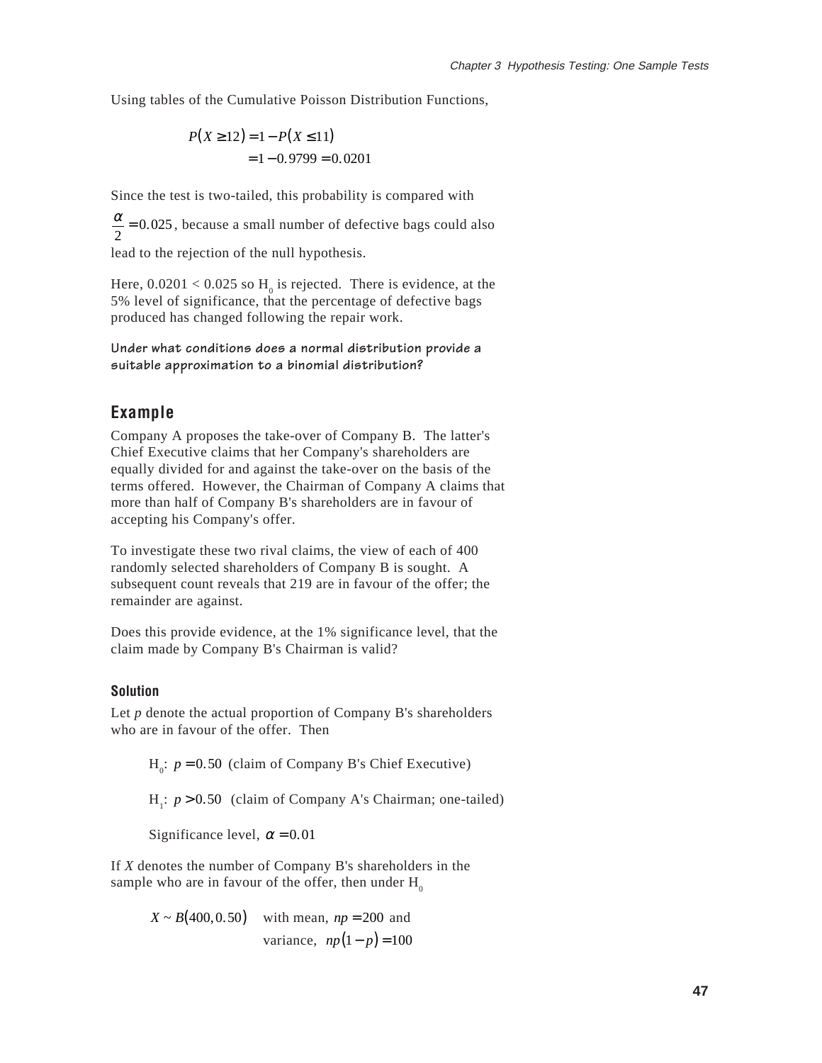Using tables of the Cumulative Poisson Distribution Functions,

$$P(X \geq 12) = 1 - P(X \leq 11)$$
$$= 1 - 0.9799 = 0.0201$$

Since the test is two-tailed, this probability is compared with $\frac{\alpha}{2} = 0.025$, because a small number of defective bags could also lead to the rejection of the null hypothesis.

Here, $0.0201 < 0.025$ so $H_0$ is rejected. There is evidence, at the 5% level of significance, that the percentage of defective bags produced has changed following the repair work.

**Under what conditions does a normal distribution provide a suitable approximation to a binomial distribution?**

## Example

Company A proposes the take-over of Company B. The latter's Chief Executive claims that her Company's shareholders are equally divided for and against the take-over on the basis of the terms offered. However, the Chairman of Company A claims that more than half of Company B's shareholders are in favour of accepting his Company's offer.

To investigate these two rival claims, the view of each of 400 randomly selected shareholders of Company B is sought. A subsequent count reveals that 219 are in favour of the offer; the remainder are against.

Does this provide evidence, at the 1% significance level, that the claim made by Company B's Chairman is valid?

### Solution

Let *p* denote the actual proportion of Company B's shareholders who are in favour of the offer. Then

$H_0$: $p = 0.50$ (claim of Company B's Chief Executive)

$H_1$: $p > 0.50$ (claim of Company A's Chairman; one-tailed)

Significance level, $\alpha = 0.01$

If *X* denotes the number of Company B's shareholders in the sample who are in favour of the offer, then under $H_0$

$X \sim B(400, 0.50)$ with mean, $np = 200$ and variance, $np(1-p) = 100$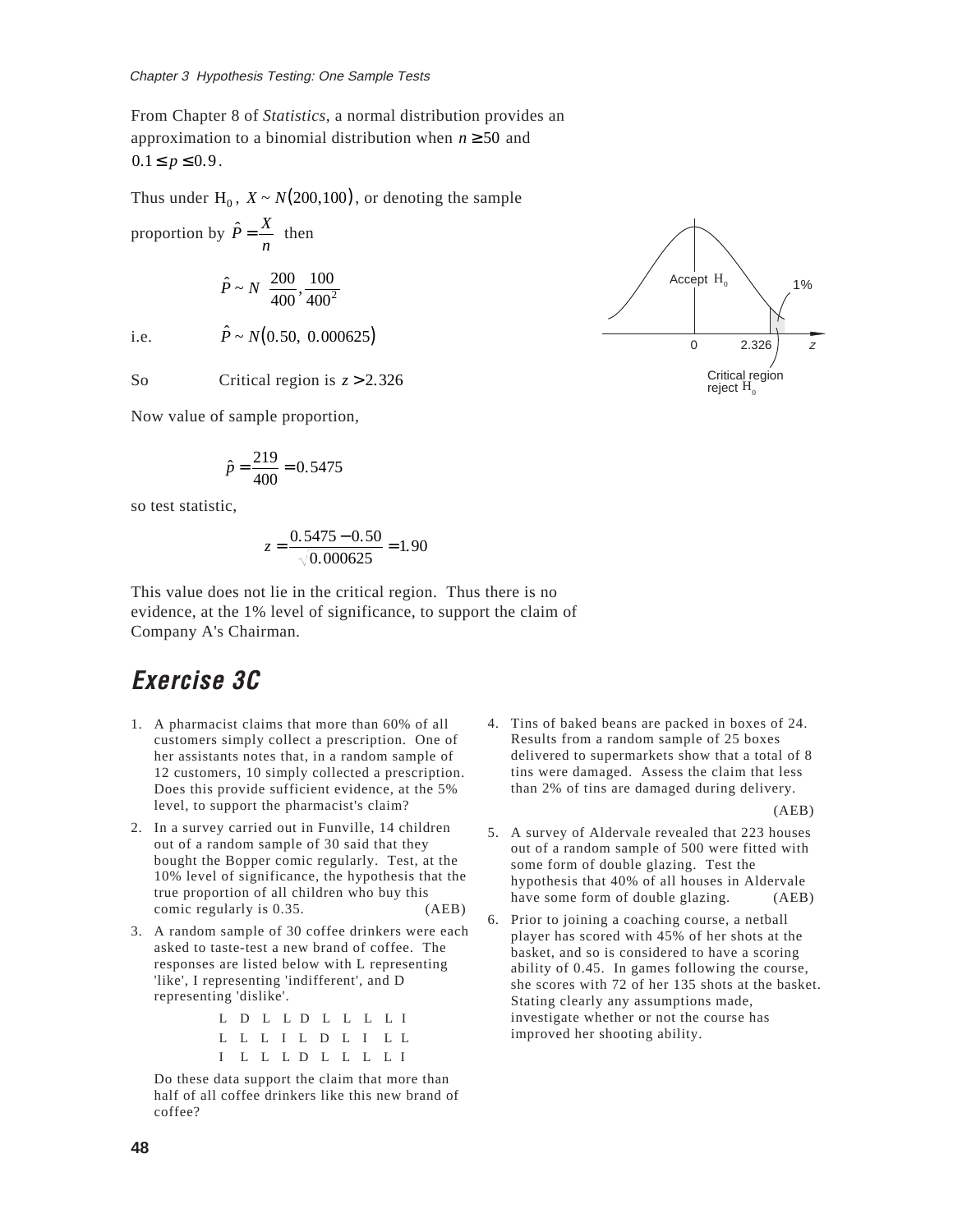From Chapter 8 of *Statistics*, a normal distribution provides an approximation to a binomial distribution when $n \geq 50$ and $0.1 \leq p \leq 0.9$.

Thus under $H_0$, $X \sim N(200,100)$, or denoting the sample proportion by $\hat{P} = \frac{X}{n}$ then

$$\hat{P} \sim N\left(\frac{200}{400}, \frac{100}{400^2}\right)$$

i.e. $$\hat{P} \sim N(0.50,\ 0.000625)$$

So Critical region is $z > 2.326$

Accept $H_0$ | 1% | 0 | 2.326 | $z$ | Critical region reject $H_0$

Now value of sample proportion,

$$\hat{p} = \frac{219}{400} = 0.5475$$

so test statistic,

$$z = \frac{0.5475 - 0.50}{\sqrt{0.000625}} = 1.90$$

This value does not lie in the critical region. Thus there is no evidence, at the 1% level of significance, to support the claim of Company A's Chairman.

## Exercise 3C

1. A pharmacist claims that more than 60% of all customers simply collect a prescription. One of her assistants notes that, in a random sample of 12 customers, 10 simply collected a prescription. Does this provide sufficient evidence, at the 5% level, to support the pharmacist's claim?

2. In a survey carried out in Funville, 14 children out of a random sample of 30 said that they bought the Bopper comic regularly. Test, at the 10% level of significance, the hypothesis that the true proportion of all children who buy this comic regularly is 0.35. (AEB)

3. A random sample of 30 coffee drinkers were each asked to taste-test a new brand of coffee. The responses are listed below with L representing 'like', I representing 'indifferent', and D representing 'dislike'.

   L D L L D L L L L I
   L L L I L D L I L L
   I L L L D L L L L I

   Do these data support the claim that more than half of all coffee drinkers like this new brand of coffee?

4. Tins of baked beans are packed in boxes of 24. Results from a random sample of 25 boxes delivered to supermarkets show that a total of 8 tins were damaged. Assess the claim that less than 2% of tins are damaged during delivery. (AEB)

5. A survey of Aldervale revealed that 223 houses out of a random sample of 500 were fitted with some form of double glazing. Test the hypothesis that 40% of all houses in Aldervale have some form of double glazing. (AEB)

6. Prior to joining a coaching course, a netball player has scored with 45% of her shots at the basket, and so is considered to have a scoring ability of 0.45. In games following the course, she scores with 72 of her 135 shots at the basket. Stating clearly any assumptions made, investigate whether or not the course has improved her shooting ability.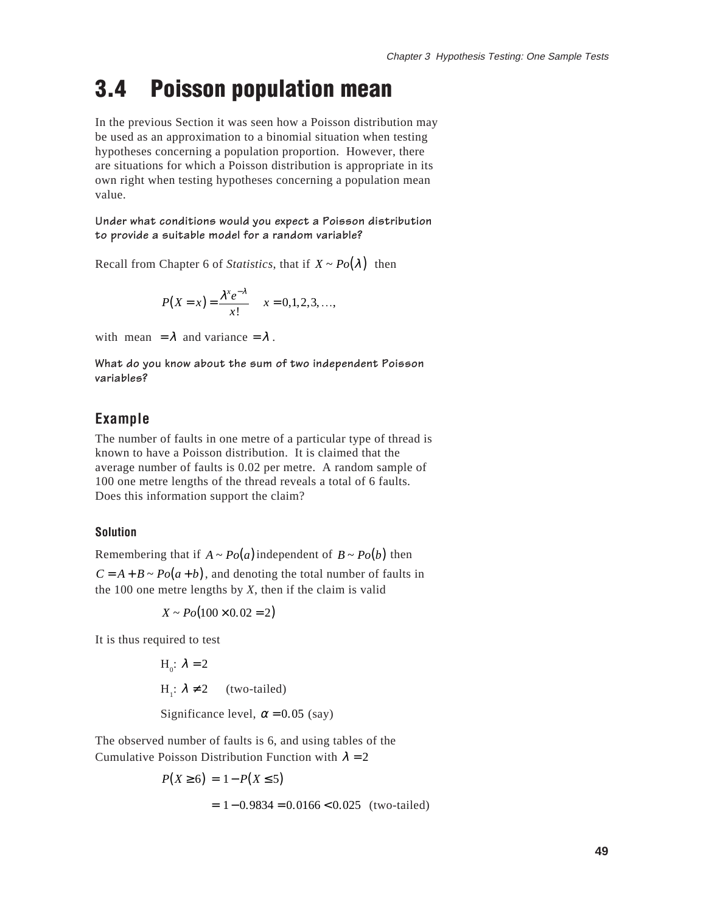# 3.4 Poisson population mean

In the previous Section it was seen how a Poisson distribution may be used as an approximation to a binomial situation when testing hypotheses concerning a population proportion. However, there are situations for which a Poisson distribution is appropriate in its own right when testing hypotheses concerning a population mean value.

**Under what conditions would you expect a Poisson distribution to provide a suitable model for a random variable?**

Recall from Chapter 6 of *Statistics*, that if $X \sim Po(\lambda)$ then

$$P(X = x) = \frac{\lambda^x e^{-\lambda}}{x!} \quad x = 0, 1, 2, 3, \ldots,$$

with mean $= \lambda$ and variance $= \lambda$.

**What do you know about the sum of two independent Poisson variables?**

### Example

The number of faults in one metre of a particular type of thread is known to have a Poisson distribution. It is claimed that the average number of faults is 0.02 per metre. A random sample of 100 one metre lengths of the thread reveals a total of 6 faults. Does this information support the claim?

#### Solution

Remembering that if $A \sim Po(a)$ independent of $B \sim Po(b)$ then $C = A + B \sim Po(a + b)$, and denoting the total number of faults in the 100 one metre lengths by *X*, then if the claim is valid

$$X \sim Po(100 \times 0.02 = 2)$$

It is thus required to test

$H_0$: $\lambda = 2$

$H_1$: $\lambda \neq 2$ (two-tailed)

Significance level, $\alpha = 0.05$ (say)

The observed number of faults is 6, and using tables of the Cumulative Poisson Distribution Function with $\lambda = 2$

$$P(X \geq 6) = 1 - P(X \leq 5)$$

$$= 1 - 0.9834 = 0.0166 < 0.025 \text{ (two-tailed)}$$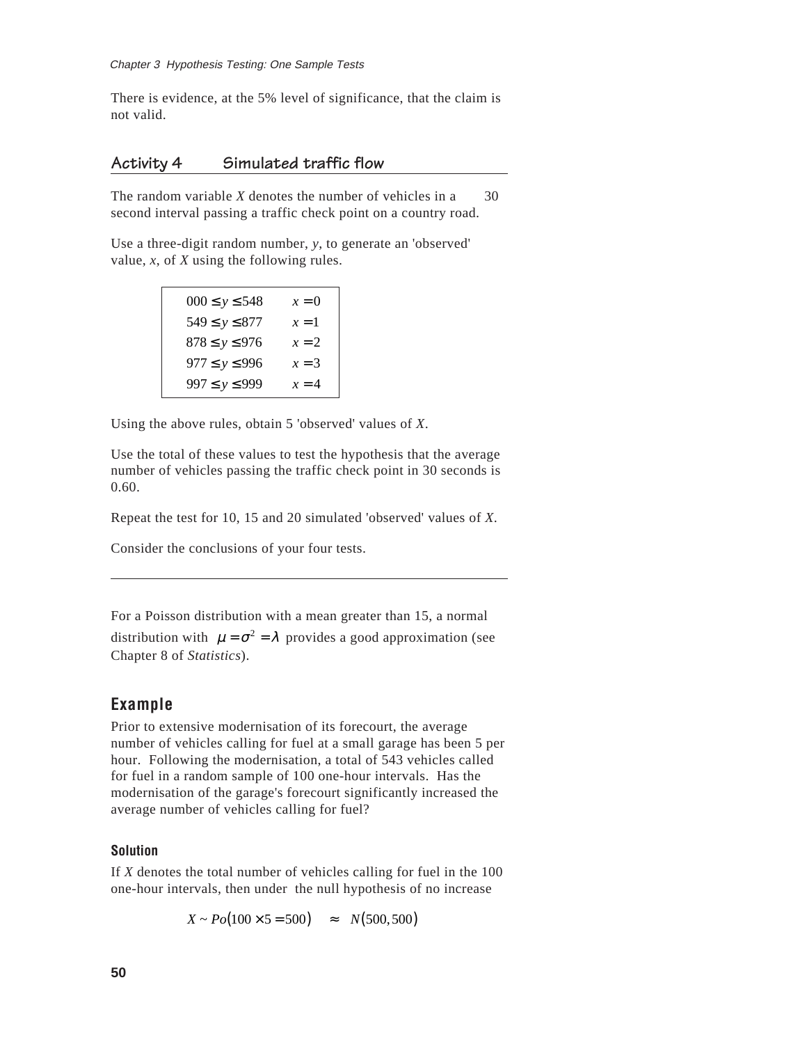There is evidence, at the 5% level of significance, that the claim is not valid.

## Activity 4 Simulated traffic flow

The random variable $X$ denotes the number of vehicles in a 30 second interval passing a traffic check point on a country road.

Use a three-digit random number, $y$, to generate an 'observed' value, $x$, of $X$ using the following rules.

| | |
|---|---|
| $000 \le y \le 548$ | $x = 0$ |
| $549 \le y \le 877$ | $x = 1$ |
| $878 \le y \le 976$ | $x = 2$ |
| $977 \le y \le 996$ | $x = 3$ |
| $997 \le y \le 999$ | $x = 4$ |

Using the above rules, obtain 5 'observed' values of $X$.

Use the total of these values to test the hypothesis that the average number of vehicles passing the traffic check point in 30 seconds is 0.60.

Repeat the test for 10, 15 and 20 simulated 'observed' values of $X$.

Consider the conclusions of your four tests.

---

For a Poisson distribution with a mean greater than 15, a normal distribution with $\mu = \sigma^2 = \lambda$ provides a good approximation (see Chapter 8 of *Statistics*).

## Example

Prior to extensive modernisation of its forecourt, the average number of vehicles calling for fuel at a small garage has been 5 per hour. Following the modernisation, a total of 543 vehicles called for fuel in a random sample of 100 one-hour intervals. Has the modernisation of the garage's forecourt significantly increased the average number of vehicles calling for fuel?

### Solution

If $X$ denotes the total number of vehicles calling for fuel in the 100 one-hour intervals, then under the null hypothesis of no increase

$$X \sim Po(100 \times 5 = 500) \quad \approx \quad N(500, 500)$$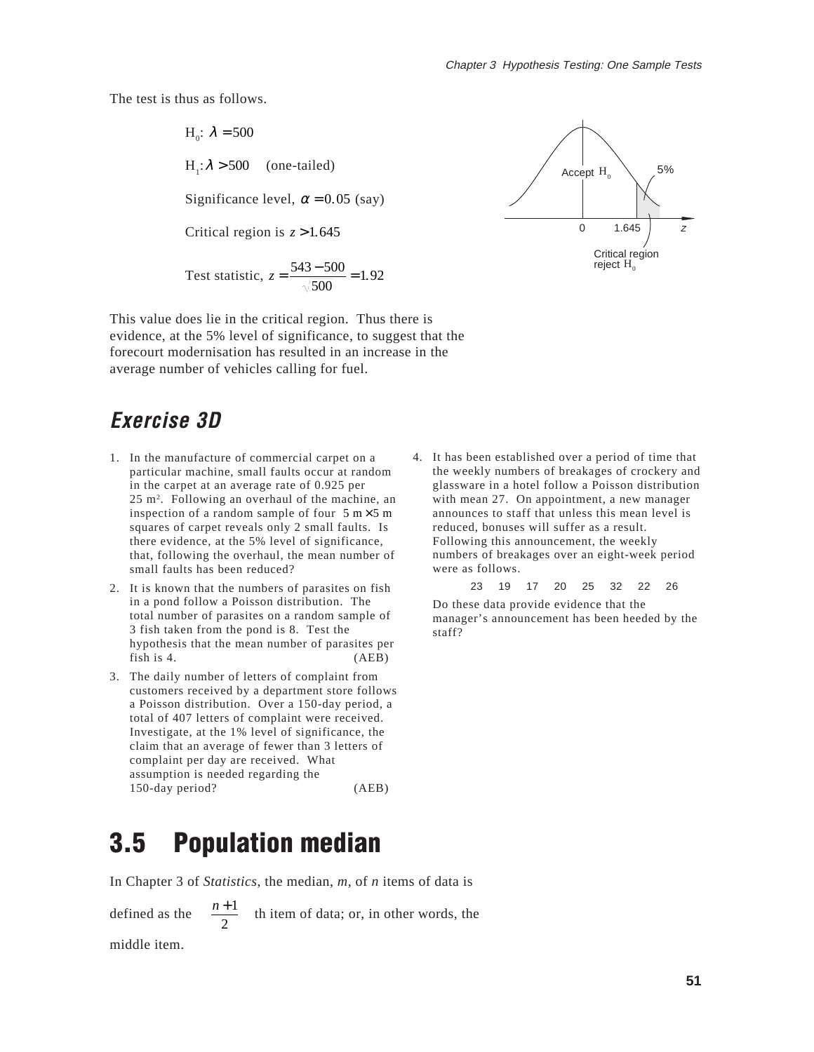The test is thus as follows.

$H_0$: $\lambda = 500$

$H_1$: $\lambda > 500$ (one-tailed)

Significance level, $\alpha = 0.05$ (say)

Critical region is $z > 1.645$

Test statistic, $z = \dfrac{543 - 500}{\sqrt{500}} = 1.92$

Accept $H_0$ | 5% | 0 | 1.645 | $z$ | Critical region reject $H_0$

This value does lie in the critical region. Thus there is evidence, at the 5% level of significance, to suggest that the forecourt modernisation has resulted in an increase in the average number of vehicles calling for fuel.

## Exercise 3D

1. In the manufacture of commercial carpet on a particular machine, small faults occur at random in the carpet at an average rate of 0.925 per 25 m². Following an overhaul of the machine, an inspection of a random sample of four $5\text{ m} \times 5\text{ m}$ squares of carpet reveals only 2 small faults. Is there evidence, at the 5% level of significance, that, following the overhaul, the mean number of small faults has been reduced?

2. It is known that the numbers of parasites on fish in a pond follow a Poisson distribution. The total number of parasites on a random sample of 3 fish taken from the pond is 8. Test the hypothesis that the mean number of parasites per fish is 4. (AEB)

3. The daily number of letters of complaint from customers received by a department store follows a Poisson distribution. Over a 150-day period, a total of 407 letters of complaint were received. Investigate, at the 1% level of significance, the claim that an average of fewer than 3 letters of complaint per day are received. What assumption is needed regarding the 150-day period? (AEB)

4. It has been established over a period of time that the weekly numbers of breakages of crockery and glassware in a hotel follow a Poisson distribution with mean 27. On appointment, a new manager announces to staff that unless this mean level is reduced, bonuses will suffer as a result. Following this announcement, the weekly numbers of breakages over an eight-week period were as follows.

   23 19 17 20 25 32 22 26

   Do these data provide evidence that the manager's announcement has been heeded by the staff?

## 3.5 Population median

In Chapter 3 of *Statistics*, the median, $m$, of $n$ items of data is defined as the $\dfrac{n+1}{2}$ th item of data; or, in other words, the middle item.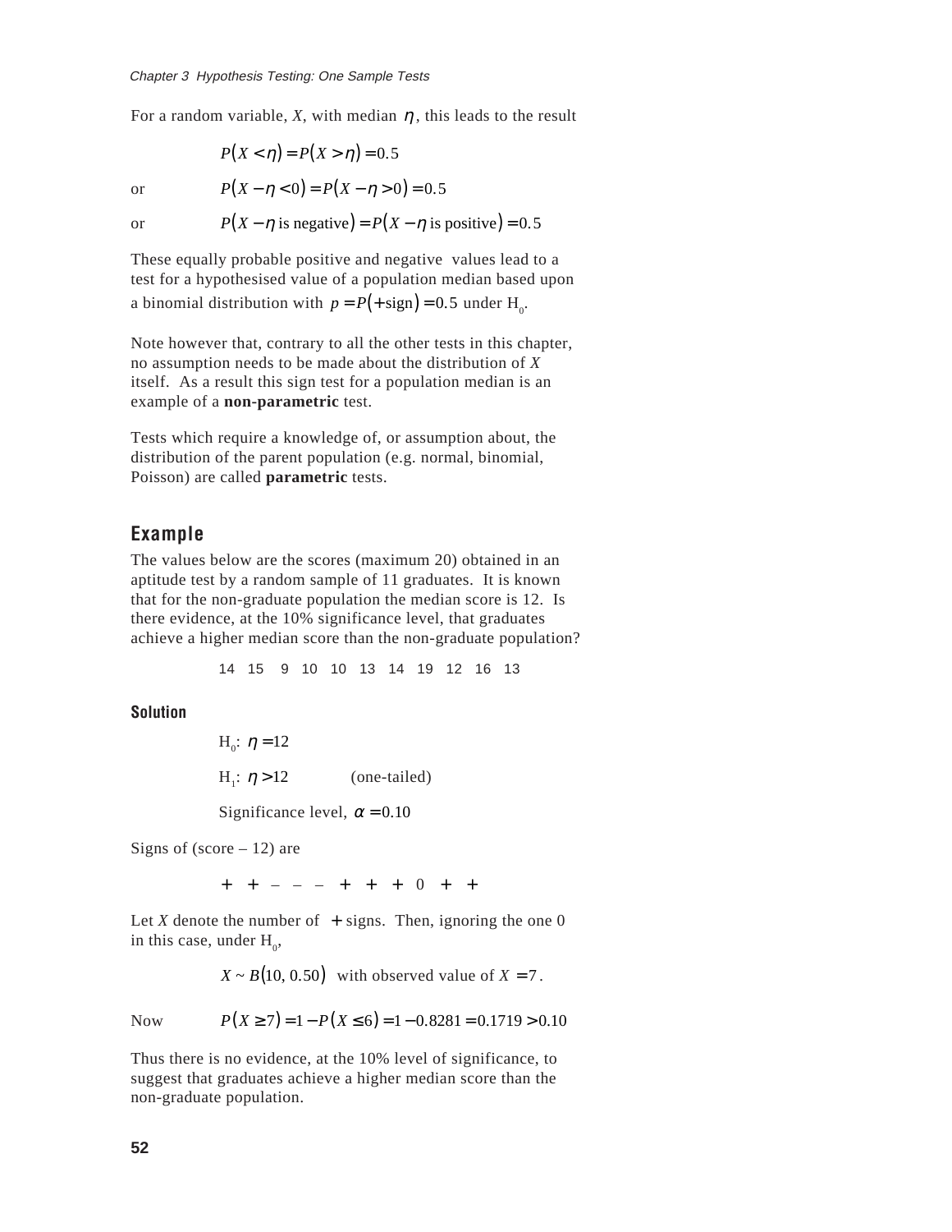For a random variable, $X$, with median $\eta$, this leads to the result

$$P(X < \eta) = P(X > \eta) = 0.5$$

or $$P(X - \eta < 0) = P(X - \eta > 0) = 0.5$$

or $$P(X - \eta \text{ is negative}) = P(X - \eta \text{ is positive}) = 0.5$$

These equally probable positive and negative values lead to a test for a hypothesised value of a population median based upon a binomial distribution with $p = P(+\text{sign}) = 0.5$ under $H_0$.

Note however that, contrary to all the other tests in this chapter, no assumption needs to be made about the distribution of $X$ itself. As a result this sign test for a population median is an example of a **non-parametric** test.

Tests which require a knowledge of, or assumption about, the distribution of the parent population (e.g. normal, binomial, Poisson) are called **parametric** tests.

## Example

The values below are the scores (maximum 20) obtained in an aptitude test by a random sample of 11 graduates. It is known that for the non-graduate population the median score is 12. Is there evidence, at the 10% significance level, that graduates achieve a higher median score than the non-graduate population?

14 15 9 10 10 13 14 19 12 16 13

### Solution

$H_0$: $\eta = 12$

$H_1$: $\eta > 12$ (one-tailed)

Significance level, $\alpha = 0.10$

Signs of (score – 12) are

$+ \quad + \quad - \quad - \quad - \quad + \quad + \quad + \quad 0 \quad + \quad +$

Let $X$ denote the number of $+$ signs. Then, ignoring the one 0 in this case, under $H_0$,

$$X \sim B(10, 0.50) \text{ with observed value of } X = 7.$$

Now $$P(X \geq 7) = 1 - P(X \leq 6) = 1 - 0.8281 = 0.1719 > 0.10$$

Thus there is no evidence, at the 10% level of significance, to suggest that graduates achieve a higher median score than the non-graduate population.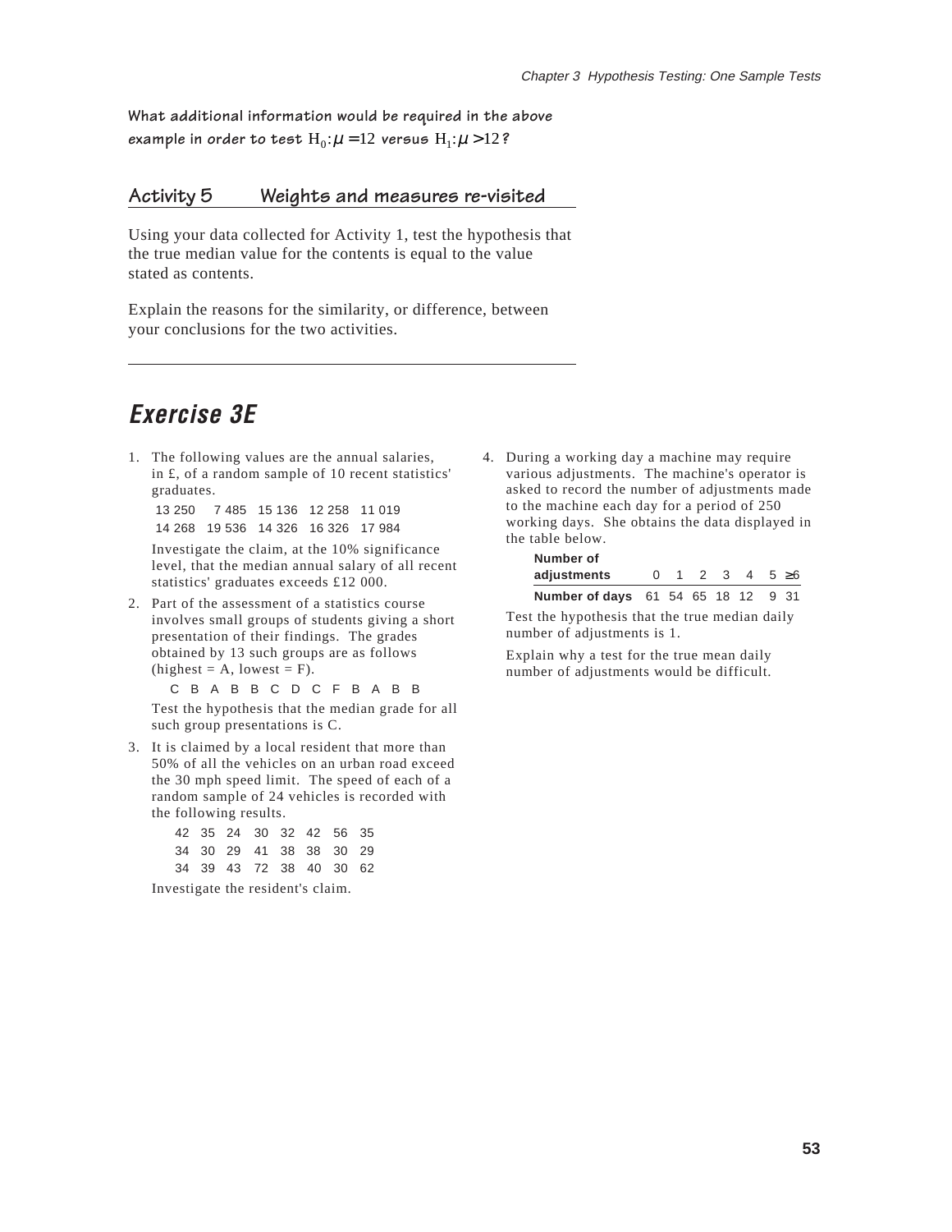**What additional information would be required in the above example in order to test $H_0: \mu = 12$ versus $H_1: \mu > 12$?**

## Activity 5 Weights and measures re-visited

Using your data collected for Activity 1, test the hypothesis that the true median value for the contents is equal to the value stated as contents.

Explain the reasons for the similarity, or difference, between your conclusions for the two activities.

---

# *Exercise 3E*

1. The following values are the annual salaries, in £, of a random sample of 10 recent statistics' graduates.

   13 250 7 485 15 136 12 258 11 019
   14 268 19 536 14 326 16 326 17 984

   Investigate the claim, at the 10% significance level, that the median annual salary of all recent statistics' graduates exceeds £12 000.

2. Part of the assessment of a statistics course involves small groups of students giving a short presentation of their findings. The grades obtained by 13 such groups are as follows (highest = A, lowest = F).

   C B A B B C D C F B A B B

   Test the hypothesis that the median grade for all such group presentations is C.

3. It is claimed by a local resident that more than 50% of all the vehicles on an urban road exceed the 30 mph speed limit. The speed of each of a random sample of 24 vehicles is recorded with the following results.

   42 35 24 30 32 42 56 35
   34 30 29 41 38 38 30 29
   34 39 43 72 38 40 30 62

   Investigate the resident's claim.

4. During a working day a machine may require various adjustments. The machine's operator is asked to record the number of adjustments made to the machine each day for a period of 250 working days. She obtains the data displayed in the table below.

   | **Number of adjustments** | 0 | 1 | 2 | 3 | 4 | 5 | ≥6 |
   |---|---|---|---|---|---|---|---|
   | **Number of days** | 61 | 54 | 65 | 18 | 12 | 9 | 31 |

   Test the hypothesis that the true median daily number of adjustments is 1.

   Explain why a test for the true mean daily number of adjustments would be difficult.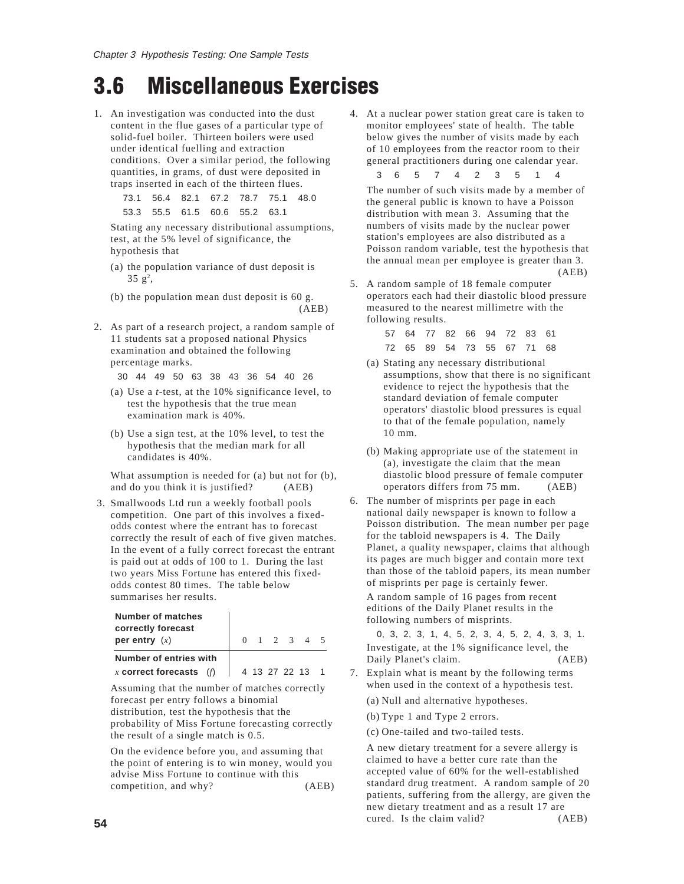# 3.6 Miscellaneous Exercises

1. An investigation was conducted into the dust content in the flue gases of a particular type of solid-fuel boiler. Thirteen boilers were used under identical fuelling and extraction conditions. Over a similar period, the following quantities, in grams, of dust were deposited in traps inserted in each of the thirteen flues.

   73.1 56.4 82.1 67.2 78.7 75.1 48.0
   53.3 55.5 61.5 60.6 55.2 63.1

   Stating any necessary distributional assumptions, test, at the 5% level of significance, the hypothesis that

   (a) the population variance of dust deposit is 35 $g^2$,

   (b) the population mean dust deposit is 60 g. (AEB)

2. As part of a research project, a random sample of 11 students sat a proposed national Physics examination and obtained the following percentage marks.

   30 44 49 50 63 38 43 36 54 40 26

   (a) Use a *t*-test, at the 10% significance level, to test the hypothesis that the true mean examination mark is 40%.

   (b) Use a sign test, at the 10% level, to test the hypothesis that the median mark for all candidates is 40%.

   What assumption is needed for (a) but not for (b), and do you think it is justified? (AEB)

3. Smallwoods Ltd run a weekly football pools competition. One part of this involves a fixed-odds contest where the entrant has to forecast correctly the result of each of five given matches. In the event of a fully correct forecast the entrant is paid out at odds of 100 to 1. During the last two years Miss Fortune has entered this fixed-odds contest 80 times. The table below summarises her results.

   | **Number of matches correctly forecast per entry** ($x$) | 0 | 1 | 2 | 3 | 4 | 5 |
   |---|---|---|---|---|---|---|
   | **Number of entries with $x$ correct forecasts** ($f$) | 4 | 13 | 27 | 22 | 13 | 1 |

   Assuming that the number of matches correctly forecast per entry follows a binomial distribution, test the hypothesis that the probability of Miss Fortune forecasting correctly the result of a single match is 0.5.

   On the evidence before you, and assuming that the point of entering is to win money, would you advise Miss Fortune to continue with this competition, and why? (AEB)

4. At a nuclear power station great care is taken to monitor employees' state of health. The table below gives the number of visits made by each of 10 employees from the reactor room to their general practitioners during one calendar year.

   3 6 5 7 4 2 3 5 1 4

   The number of such visits made by a member of the general public is known to have a Poisson distribution with mean 3. Assuming that the numbers of visits made by the nuclear power station's employees are also distributed as a Poisson random variable, test the hypothesis that the annual mean per employee is greater than 3. (AEB)

5. A random sample of 18 female computer operators each had their diastolic blood pressure measured to the nearest millimetre with the following results.

   57 64 77 82 66 94 72 83 61
   72 65 89 54 73 55 67 71 68

   (a) Stating any necessary distributional assumptions, show that there is no significant evidence to reject the hypothesis that the standard deviation of female computer operators' diastolic blood pressures is equal to that of the female population, namely 10 mm.

   (b) Making appropriate use of the statement in (a), investigate the claim that the mean diastolic blood pressure of female computer operators differs from 75 mm. (AEB)

6. The number of misprints per page in each national daily newspaper is known to follow a Poisson distribution. The mean number per page for the tabloid newspapers is 4. The Daily Planet, a quality newspaper, claims that although its pages are much bigger and contain more text than those of the tabloid papers, its mean number of misprints per page is certainly fewer.

   A random sample of 16 pages from recent editions of the Daily Planet results in the following numbers of misprints.

   0, 3, 2, 3, 1, 4, 5, 2, 3, 4, 5, 2, 4, 3, 3, 1.

   Investigate, at the 1% significance level, the Daily Planet's claim. (AEB)

7. Explain what is meant by the following terms when used in the context of a hypothesis test.

   (a) Null and alternative hypotheses.

   (b) Type 1 and Type 2 errors.

   (c) One-tailed and two-tailed tests.

   A new dietary treatment for a severe allergy is claimed to have a better cure rate than the accepted value of 60% for the well-established standard drug treatment. A random sample of 20 patients, suffering from the allergy, are given the new dietary treatment and as a result 17 are cured. Is the claim valid? (AEB)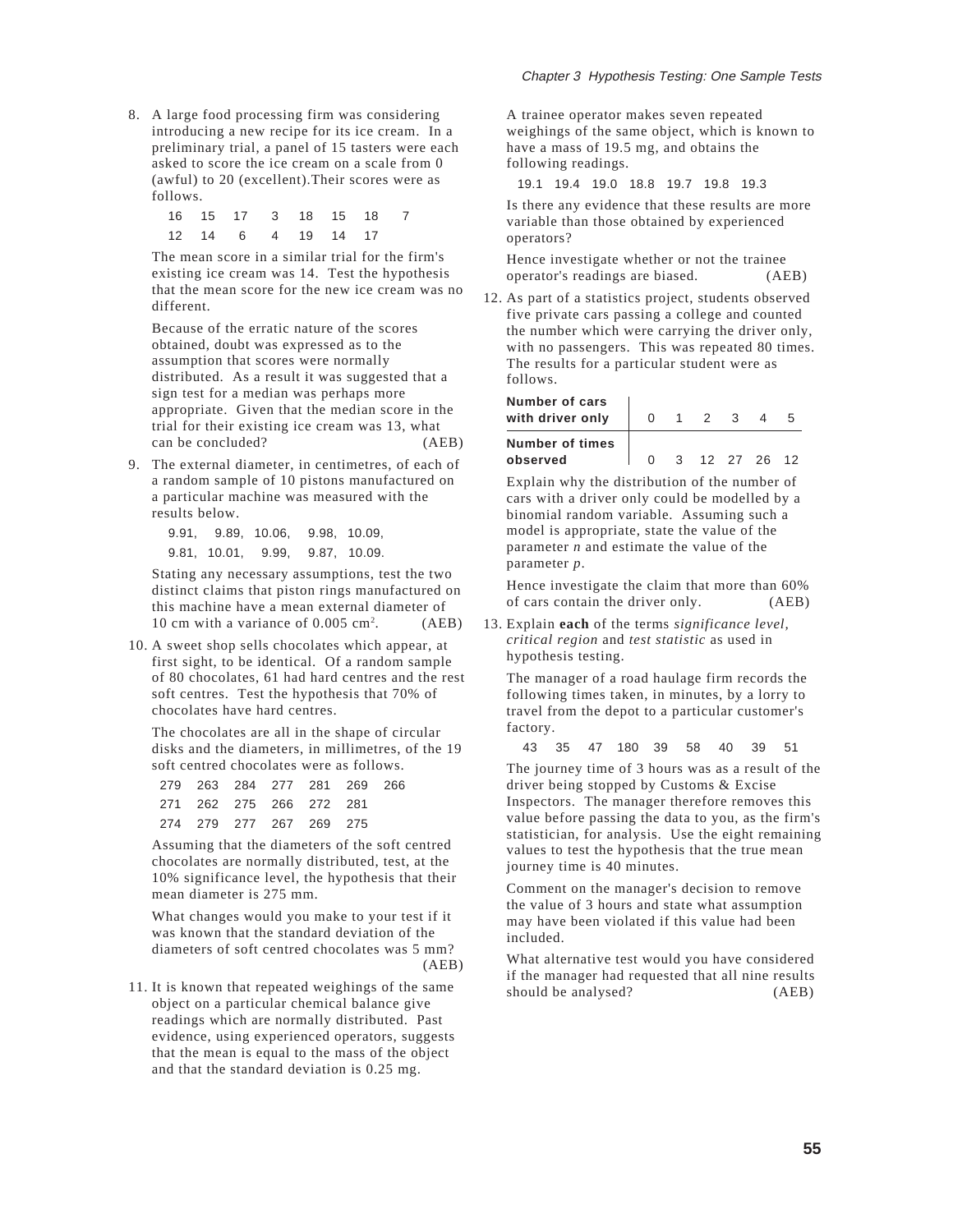8. A large food processing firm was considering introducing a new recipe for its ice cream. In a preliminary trial, a panel of 15 tasters were each asked to score the ice cream on a scale from 0 (awful) to 20 (excellent).Their scores were as follows.

   16 15 17 3 18 15 18 7
   12 14 6 4 19 14 17

   The mean score in a similar trial for the firm's existing ice cream was 14. Test the hypothesis that the mean score for the new ice cream was no different.

   Because of the erratic nature of the scores obtained, doubt was expressed as to the assumption that scores were normally distributed. As a result it was suggested that a sign test for a median was perhaps more appropriate. Given that the median score in the trial for their existing ice cream was 13, what can be concluded? (AEB)

9. The external diameter, in centimetres, of each of a random sample of 10 pistons manufactured on a particular machine was measured with the results below.

   9.91, 9.89, 10.06, 9.98, 10.09,
   9.81, 10.01, 9.99, 9.87, 10.09.

   Stating any necessary assumptions, test the two distinct claims that piston rings manufactured on this machine have a mean external diameter of 10 cm with a variance of 0.005 $cm^2$. (AEB)

10. A sweet shop sells chocolates which appear, at first sight, to be identical. Of a random sample of 80 chocolates, 61 had hard centres and the rest soft centres. Test the hypothesis that 70% of chocolates have hard centres.

    The chocolates are all in the shape of circular disks and the diameters, in millimetres, of the 19 soft centred chocolates were as follows.

    279 263 284 277 281 269 266
    271 262 275 266 272 281
    274 279 277 267 269 275

    Assuming that the diameters of the soft centred chocolates are normally distributed, test, at the 10% significance level, the hypothesis that their mean diameter is 275 mm.

    What changes would you make to your test if it was known that the standard deviation of the diameters of soft centred chocolates was 5 mm? (AEB)

11. It is known that repeated weighings of the same object on a particular chemical balance give readings which are normally distributed. Past evidence, using experienced operators, suggests that the mean is equal to the mass of the object and that the standard deviation is 0.25 mg.

    A trainee operator makes seven repeated weighings of the same object, which is known to have a mass of 19.5 mg, and obtains the following readings.

    19.1 19.4 19.0 18.8 19.7 19.8 19.3

    Is there any evidence that these results are more variable than those obtained by experienced operators?

    Hence investigate whether or not the trainee operator's readings are biased. (AEB)

12. As part of a statistics project, students observed five private cars passing a college and counted the number which were carrying the driver only, with no passengers. This was repeated 80 times. The results for a particular student were as follows.

| **Number of cars with driver only** | 0 | 1 | 2 | 3 | 4 | 5 |
|---|---|---|---|---|---|---|
| **Number of times observed** | 0 | 3 | 12 | 27 | 26 | 12 |

    Explain why the distribution of the number of cars with a driver only could be modelled by a binomial random variable. Assuming such a model is appropriate, state the value of the parameter $n$ and estimate the value of the parameter $p$.

    Hence investigate the claim that more than 60% of cars contain the driver only. (AEB)

13. Explain **each** of the terms *significance level, critical region* and *test statistic* as used in hypothesis testing.

    The manager of a road haulage firm records the following times taken, in minutes, by a lorry to travel from the depot to a particular customer's factory.

    43 35 47 180 39 58 40 39 51

    The journey time of 3 hours was as a result of the driver being stopped by Customs & Excise Inspectors. The manager therefore removes this value before passing the data to you, as the firm's statistician, for analysis. Use the eight remaining values to test the hypothesis that the true mean journey time is 40 minutes.

    Comment on the manager's decision to remove the value of 3 hours and state what assumption may have been violated if this value had been included.

    What alternative test would you have considered if the manager had requested that all nine results should be analysed? (AEB)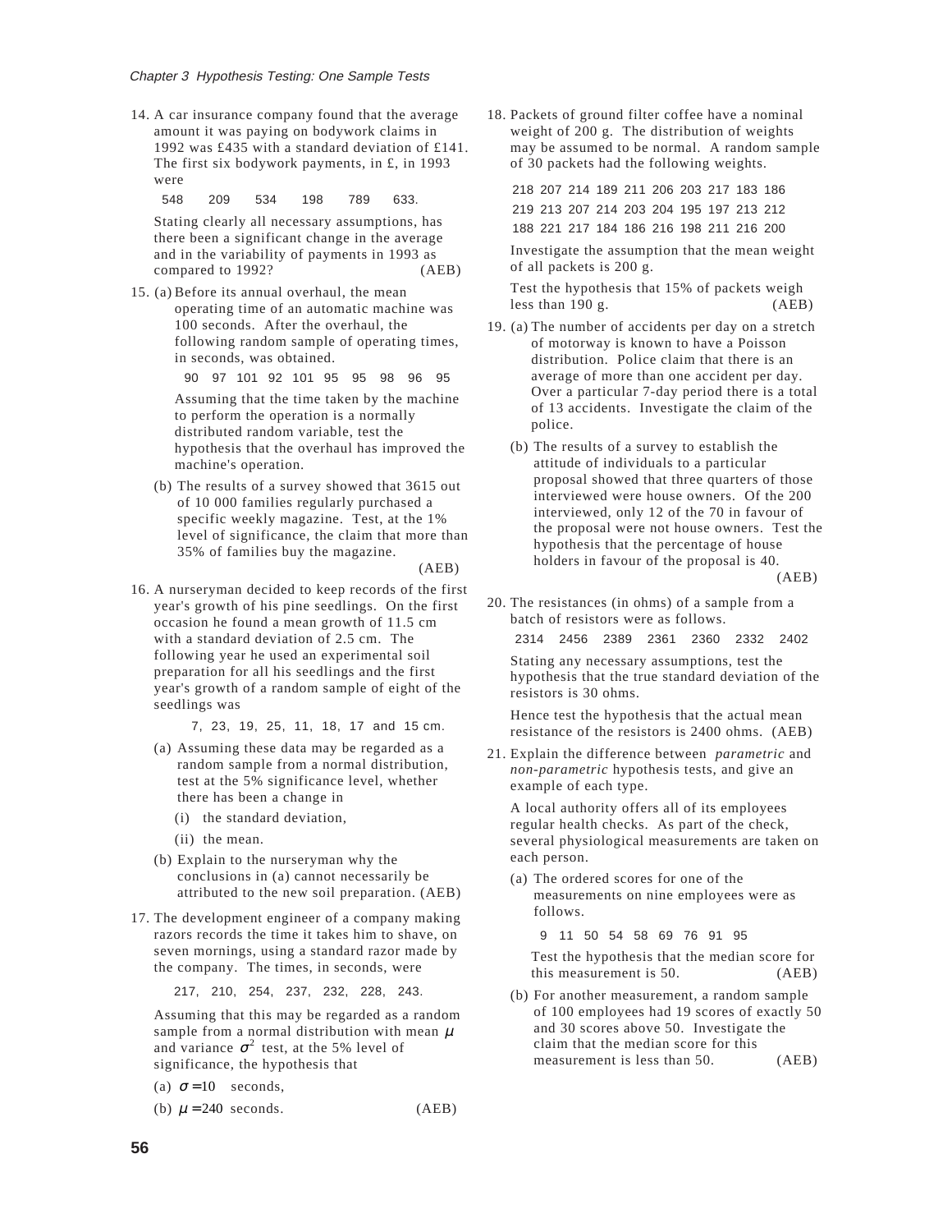14. A car insurance company found that the average amount it was paying on bodywork claims in 1992 was £435 with a standard deviation of £141. The first six bodywork payments, in £, in 1993 were

    548 209 534 198 789 633.

    Stating clearly all necessary assumptions, has there been a significant change in the average and in the variability of payments in 1993 as compared to 1992? (AEB)

15. (a) Before its annual overhaul, the mean operating time of an automatic machine was 100 seconds. After the overhaul, the following random sample of operating times, in seconds, was obtained.

    90 97 101 92 101 95 95 98 96 95

    Assuming that the time taken by the machine to perform the operation is a normally distributed random variable, test the hypothesis that the overhaul has improved the machine's operation.

    (b) The results of a survey showed that 3615 out of 10 000 families regularly purchased a specific weekly magazine. Test, at the 1% level of significance, the claim that more than 35% of families buy the magazine.

    (AEB)

16. A nurseryman decided to keep records of the first year's growth of his pine seedlings. On the first occasion he found a mean growth of 11.5 cm with a standard deviation of 2.5 cm. The following year he used an experimental soil preparation for all his seedlings and the first year's growth of a random sample of eight of the seedlings was

    7, 23, 19, 25, 11, 18, 17 and 15 cm.

    (a) Assuming these data may be regarded as a random sample from a normal distribution, test at the 5% significance level, whether there has been a change in

    (i) the standard deviation,

    (ii) the mean.

    (b) Explain to the nurseryman why the conclusions in (a) cannot necessarily be attributed to the new soil preparation. (AEB)

17. The development engineer of a company making razors records the time it takes him to shave, on seven mornings, using a standard razor made by the company. The times, in seconds, were

    217, 210, 254, 237, 232, 228, 243.

    Assuming that this may be regarded as a random sample from a normal distribution with mean $\mu$ and variance $\sigma^2$ test, at the 5% level of significance, the hypothesis that

    (a) $\sigma = 10$ seconds,

    (b) $\mu = 240$ seconds. (AEB)

18. Packets of ground filter coffee have a nominal weight of 200 g. The distribution of weights may be assumed to be normal. A random sample of 30 packets had the following weights.

    218 207 214 189 211 206 203 217 183 186
    219 213 207 214 203 204 195 197 213 212
    188 221 217 184 186 216 198 211 216 200

    Investigate the assumption that the mean weight of all packets is 200 g.

    Test the hypothesis that 15% of packets weigh less than 190 g. (AEB)

19. (a) The number of accidents per day on a stretch of motorway is known to have a Poisson distribution. Police claim that there is an average of more than one accident per day. Over a particular 7-day period there is a total of 13 accidents. Investigate the claim of the police.

    (b) The results of a survey to establish the attitude of individuals to a particular proposal showed that three quarters of those interviewed were house owners. Of the 200 interviewed, only 12 of the 70 in favour of the proposal were not house owners. Test the hypothesis that the percentage of house holders in favour of the proposal is 40.

    (AEB)

20. The resistances (in ohms) of a sample from a batch of resistors were as follows.

    2314 2456 2389 2361 2360 2332 2402

    Stating any necessary assumptions, test the hypothesis that the true standard deviation of the resistors is 30 ohms.

    Hence test the hypothesis that the actual mean resistance of the resistors is 2400 ohms. (AEB)

21. Explain the difference between *parametric* and *non-parametric* hypothesis tests, and give an example of each type.

    A local authority offers all of its employees regular health checks. As part of the check, several physiological measurements are taken on each person.

    (a) The ordered scores for one of the measurements on nine employees were as follows.

    9 11 50 54 58 69 76 91 95

    Test the hypothesis that the median score for this measurement is 50. (AEB)

    (b) For another measurement, a random sample of 100 employees had 19 scores of exactly 50 and 30 scores above 50. Investigate the claim that the median score for this measurement is less than 50. (AEB)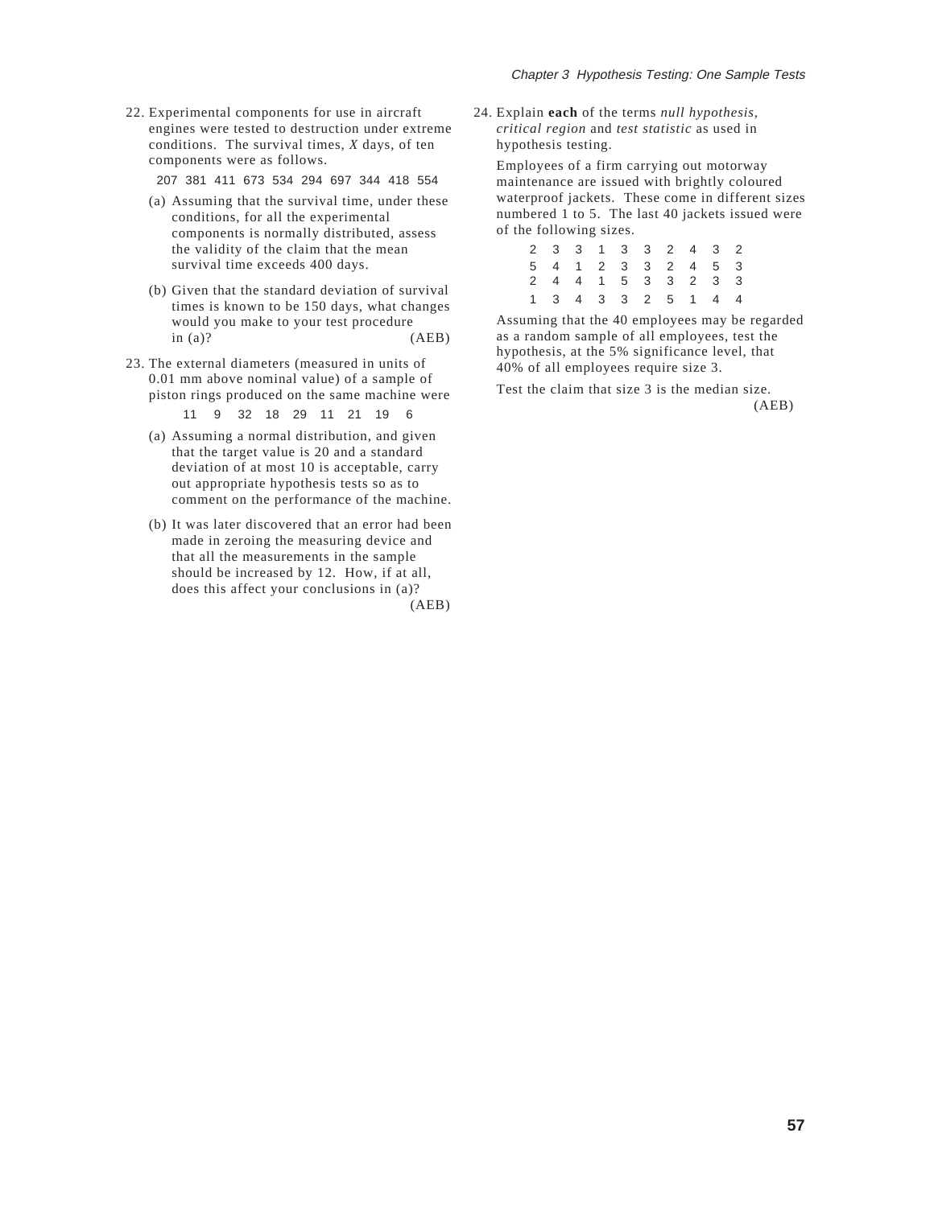22. Experimental components for use in aircraft engines were tested to destruction under extreme conditions. The survival times, $X$ days, of ten components were as follows.

207 381 411 673 534 294 697 344 418 554

(a) Assuming that the survival time, under these conditions, for all the experimental components is normally distributed, assess the validity of the claim that the mean survival time exceeds 400 days.

(b) Given that the standard deviation of survival times is known to be 150 days, what changes would you make to your test procedure in (a)? (AEB)

23. The external diameters (measured in units of 0.01 mm above nominal value) of a sample of piston rings produced on the same machine were

11 9 32 18 29 11 21 19 6

(a) Assuming a normal distribution, and given that the target value is 20 and a standard deviation of at most 10 is acceptable, carry out appropriate hypothesis tests so as to comment on the performance of the machine.

(b) It was later discovered that an error had been made in zeroing the measuring device and that all the measurements in the sample should be increased by 12. How, if at all, does this affect your conclusions in (a)? (AEB)

24. Explain **each** of the terms *null hypothesis*, *critical region* and *test statistic* as used in hypothesis testing.

Employees of a firm carrying out motorway maintenance are issued with brightly coloured waterproof jackets. These come in different sizes numbered 1 to 5. The last 40 jackets issued were of the following sizes.

| | | | | | | | | | |
|---|---|---|---|---|---|---|---|---|---|
| 2 | 3 | 3 | 1 | 3 | 3 | 2 | 4 | 3 | 2 |
| 5 | 4 | 1 | 2 | 3 | 3 | 2 | 4 | 5 | 3 |
| 2 | 4 | 4 | 1 | 5 | 3 | 3 | 2 | 3 | 3 |
| 1 | 3 | 4 | 3 | 3 | 2 | 5 | 1 | 4 | 4 |

Assuming that the 40 employees may be regarded as a random sample of all employees, test the hypothesis, at the 5% significance level, that 40% of all employees require size 3.

Test the claim that size 3 is the median size. (AEB)